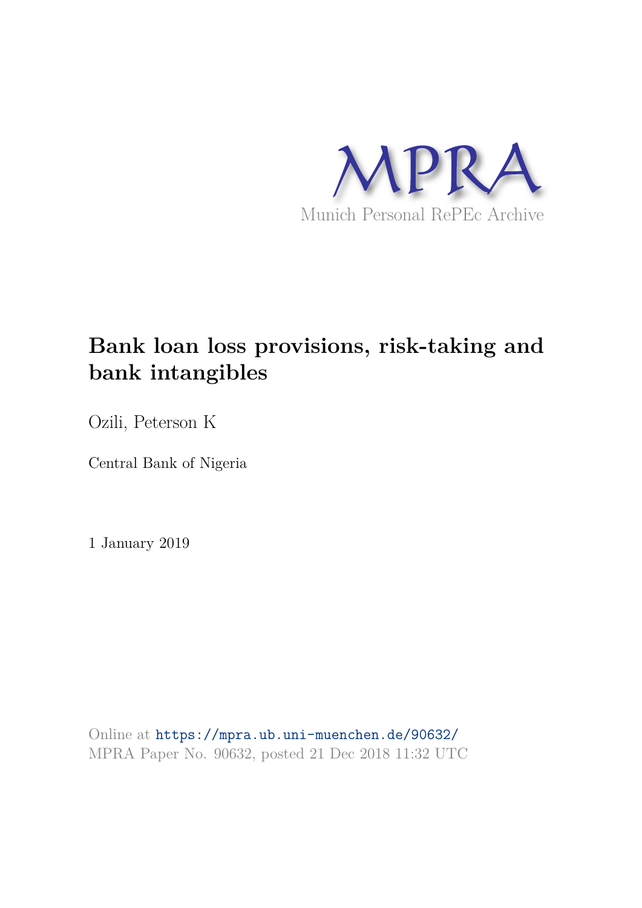MPRA

Munich Personal RePEc Archive

# Bank loan loss provisions, risk-taking and bank intangibles

Ozili, Peterson K

Central Bank of Nigeria

1 January 2019

Online at https://mpra.ub.uni-muenchen.de/90632/
MPRA Paper No. 90632, posted 21 Dec 2018 11:32 UTC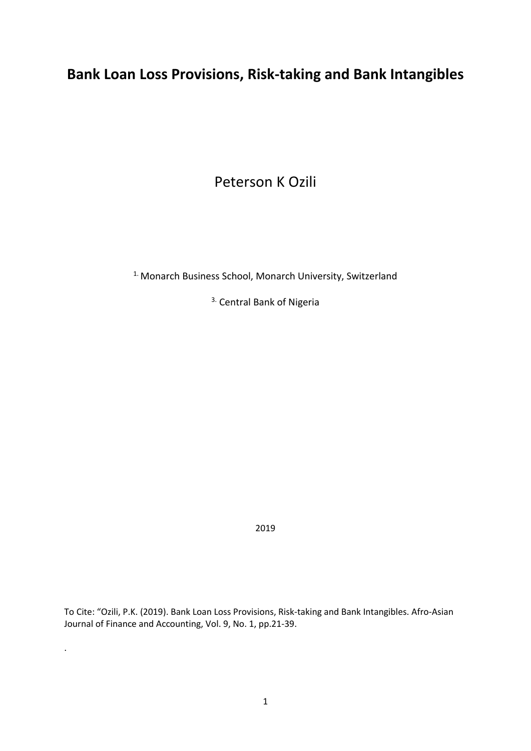# Bank Loan Loss Provisions, Risk-taking and Bank Intangibles

Peterson K Ozili

[1.] Monarch Business School, Monarch University, Switzerland

[3.] Central Bank of Nigeria

2019

To Cite: "Ozili, P.K. (2019). Bank Loan Loss Provisions, Risk-taking and Bank Intangibles. Afro-Asian Journal of Finance and Accounting, Vol. 9, No. 1, pp.21-39.

.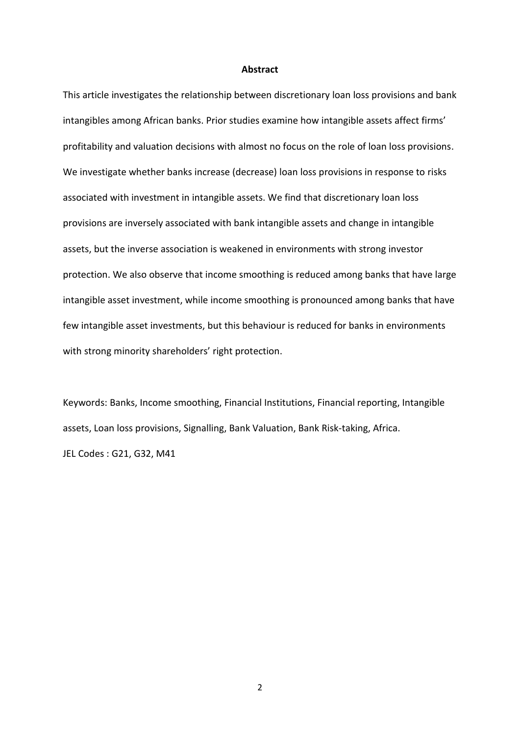**Abstract**

This article investigates the relationship between discretionary loan loss provisions and bank intangibles among African banks. Prior studies examine how intangible assets affect firms' profitability and valuation decisions with almost no focus on the role of loan loss provisions. We investigate whether banks increase (decrease) loan loss provisions in response to risks associated with investment in intangible assets. We find that discretionary loan loss provisions are inversely associated with bank intangible assets and change in intangible assets, but the inverse association is weakened in environments with strong investor protection. We also observe that income smoothing is reduced among banks that have large intangible asset investment, while income smoothing is pronounced among banks that have few intangible asset investments, but this behaviour is reduced for banks in environments with strong minority shareholders' right protection.

Keywords: Banks, Income smoothing, Financial Institutions, Financial reporting, Intangible assets, Loan loss provisions, Signalling, Bank Valuation, Bank Risk-taking, Africa.

JEL Codes : G21, G32, M41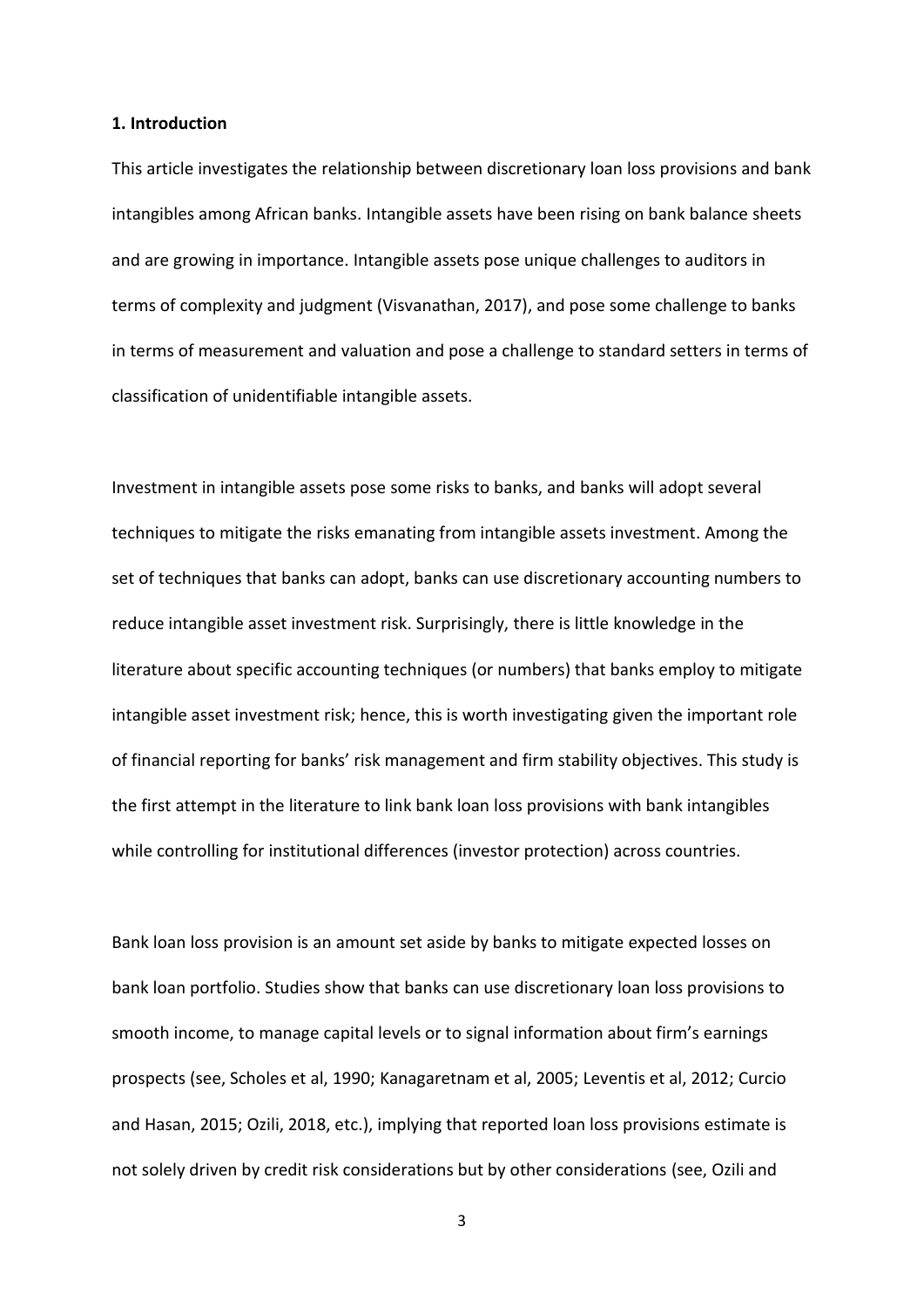## 1. Introduction

This article investigates the relationship between discretionary loan loss provisions and bank intangibles among African banks. Intangible assets have been rising on bank balance sheets and are growing in importance. Intangible assets pose unique challenges to auditors in terms of complexity and judgment (Visvanathan, 2017), and pose some challenge to banks in terms of measurement and valuation and pose a challenge to standard setters in terms of classification of unidentifiable intangible assets.

Investment in intangible assets pose some risks to banks, and banks will adopt several techniques to mitigate the risks emanating from intangible assets investment. Among the set of techniques that banks can adopt, banks can use discretionary accounting numbers to reduce intangible asset investment risk. Surprisingly, there is little knowledge in the literature about specific accounting techniques (or numbers) that banks employ to mitigate intangible asset investment risk; hence, this is worth investigating given the important role of financial reporting for banks' risk management and firm stability objectives. This study is the first attempt in the literature to link bank loan loss provisions with bank intangibles while controlling for institutional differences (investor protection) across countries.

Bank loan loss provision is an amount set aside by banks to mitigate expected losses on bank loan portfolio. Studies show that banks can use discretionary loan loss provisions to smooth income, to manage capital levels or to signal information about firm's earnings prospects (see, Scholes et al, 1990; Kanagaretnam et al, 2005; Leventis et al, 2012; Curcio and Hasan, 2015; Ozili, 2018, etc.), implying that reported loan loss provisions estimate is not solely driven by credit risk considerations but by other considerations (see, Ozili and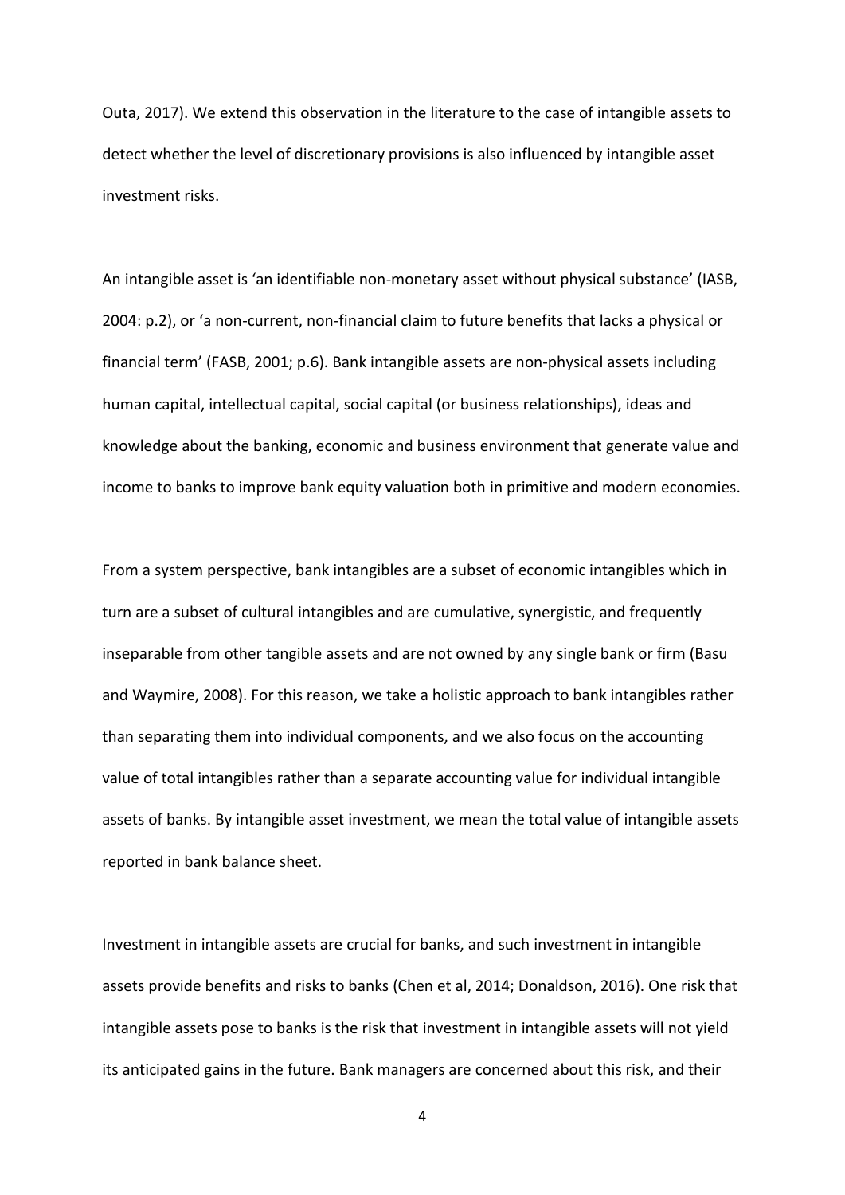Outa, 2017). We extend this observation in the literature to the case of intangible assets to detect whether the level of discretionary provisions is also influenced by intangible asset investment risks.

An intangible asset is 'an identifiable non-monetary asset without physical substance' (IASB, 2004: p.2), or 'a non-current, non-financial claim to future benefits that lacks a physical or financial term' (FASB, 2001; p.6). Bank intangible assets are non-physical assets including human capital, intellectual capital, social capital (or business relationships), ideas and knowledge about the banking, economic and business environment that generate value and income to banks to improve bank equity valuation both in primitive and modern economies.

From a system perspective, bank intangibles are a subset of economic intangibles which in turn are a subset of cultural intangibles and are cumulative, synergistic, and frequently inseparable from other tangible assets and are not owned by any single bank or firm (Basu and Waymire, 2008). For this reason, we take a holistic approach to bank intangibles rather than separating them into individual components, and we also focus on the accounting value of total intangibles rather than a separate accounting value for individual intangible assets of banks. By intangible asset investment, we mean the total value of intangible assets reported in bank balance sheet.

Investment in intangible assets are crucial for banks, and such investment in intangible assets provide benefits and risks to banks (Chen et al, 2014; Donaldson, 2016). One risk that intangible assets pose to banks is the risk that investment in intangible assets will not yield its anticipated gains in the future. Bank managers are concerned about this risk, and their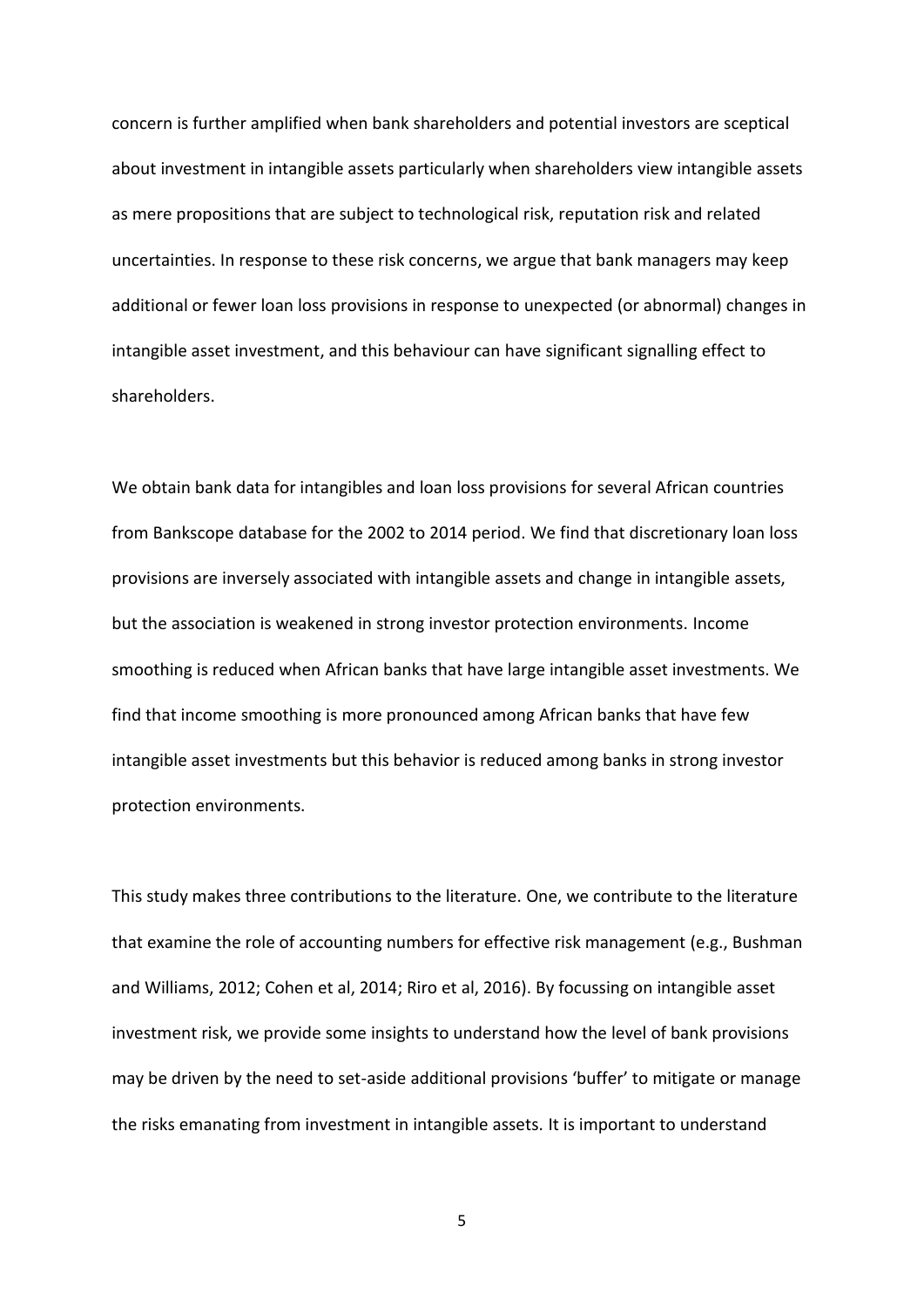concern is further amplified when bank shareholders and potential investors are sceptical about investment in intangible assets particularly when shareholders view intangible assets as mere propositions that are subject to technological risk, reputation risk and related uncertainties. In response to these risk concerns, we argue that bank managers may keep additional or fewer loan loss provisions in response to unexpected (or abnormal) changes in intangible asset investment, and this behaviour can have significant signalling effect to shareholders.

We obtain bank data for intangibles and loan loss provisions for several African countries from Bankscope database for the 2002 to 2014 period. We find that discretionary loan loss provisions are inversely associated with intangible assets and change in intangible assets, but the association is weakened in strong investor protection environments. Income smoothing is reduced when African banks that have large intangible asset investments. We find that income smoothing is more pronounced among African banks that have few intangible asset investments but this behavior is reduced among banks in strong investor protection environments.

This study makes three contributions to the literature. One, we contribute to the literature that examine the role of accounting numbers for effective risk management (e.g., Bushman and Williams, 2012; Cohen et al, 2014; Riro et al, 2016). By focussing on intangible asset investment risk, we provide some insights to understand how the level of bank provisions may be driven by the need to set-aside additional provisions 'buffer' to mitigate or manage the risks emanating from investment in intangible assets. It is important to understand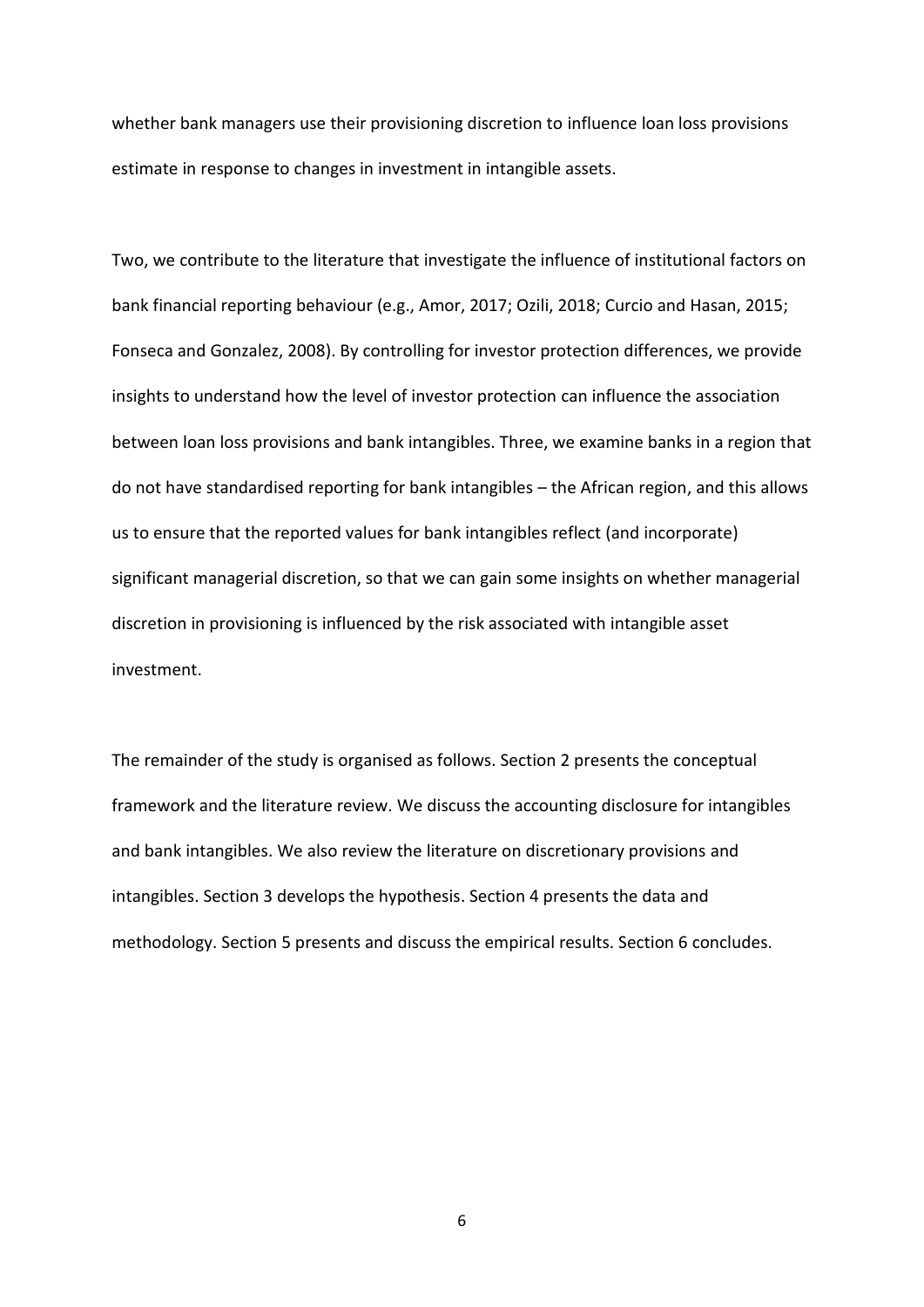whether bank managers use their provisioning discretion to influence loan loss provisions estimate in response to changes in investment in intangible assets.

Two, we contribute to the literature that investigate the influence of institutional factors on bank financial reporting behaviour (e.g., Amor, 2017; Ozili, 2018; Curcio and Hasan, 2015; Fonseca and Gonzalez, 2008). By controlling for investor protection differences, we provide insights to understand how the level of investor protection can influence the association between loan loss provisions and bank intangibles. Three, we examine banks in a region that do not have standardised reporting for bank intangibles – the African region, and this allows us to ensure that the reported values for bank intangibles reflect (and incorporate) significant managerial discretion, so that we can gain some insights on whether managerial discretion in provisioning is influenced by the risk associated with intangible asset investment.

The remainder of the study is organised as follows. Section 2 presents the conceptual framework and the literature review. We discuss the accounting disclosure for intangibles and bank intangibles. We also review the literature on discretionary provisions and intangibles. Section 3 develops the hypothesis. Section 4 presents the data and methodology. Section 5 presents and discuss the empirical results. Section 6 concludes.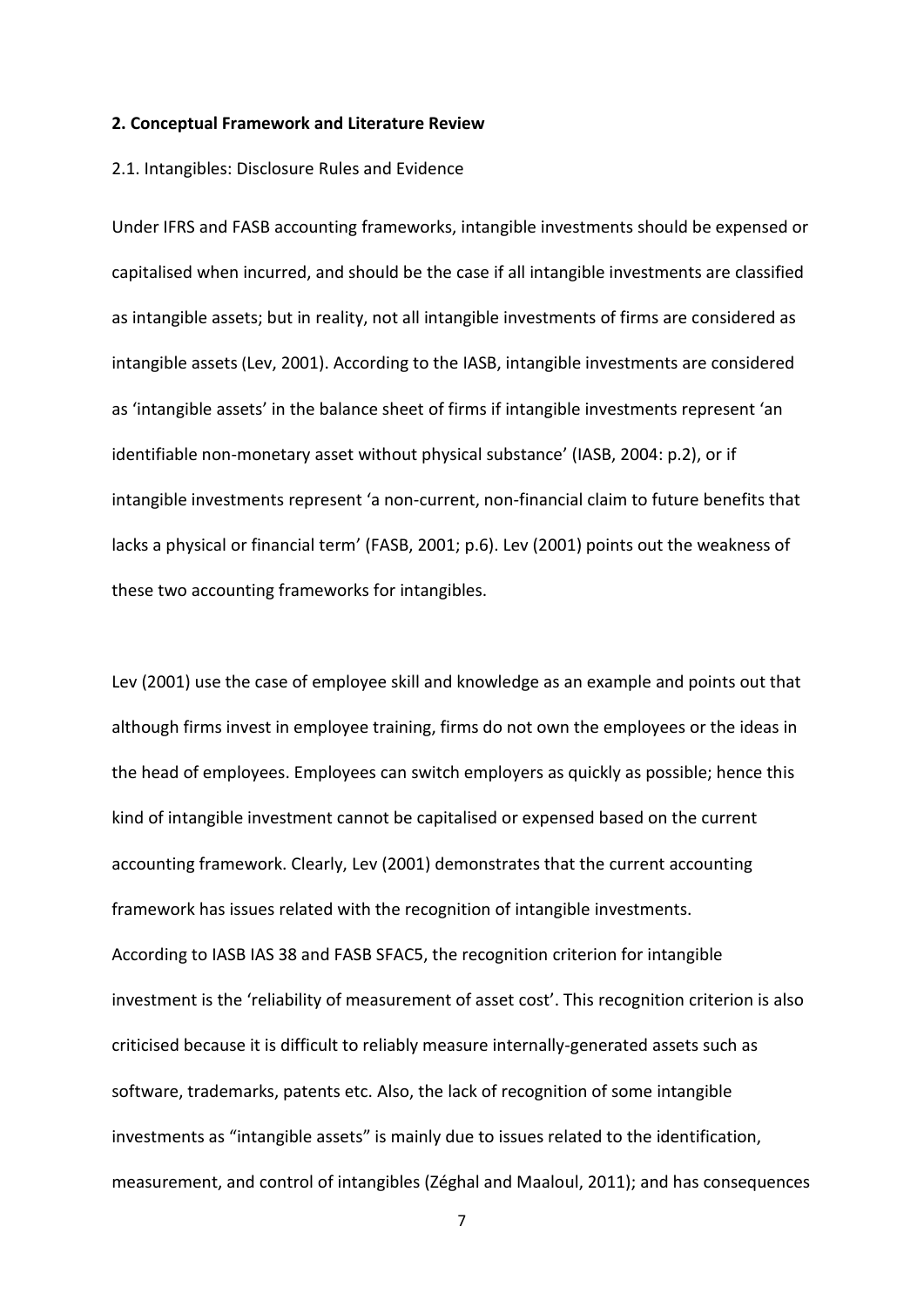## 2. Conceptual Framework and Literature Review

### 2.1. Intangibles: Disclosure Rules and Evidence

Under IFRS and FASB accounting frameworks, intangible investments should be expensed or capitalised when incurred, and should be the case if all intangible investments are classified as intangible assets; but in reality, not all intangible investments of firms are considered as intangible assets (Lev, 2001). According to the IASB, intangible investments are considered as 'intangible assets' in the balance sheet of firms if intangible investments represent 'an identifiable non-monetary asset without physical substance' (IASB, 2004: p.2), or if intangible investments represent 'a non-current, non-financial claim to future benefits that lacks a physical or financial term' (FASB, 2001; p.6). Lev (2001) points out the weakness of these two accounting frameworks for intangibles.

Lev (2001) use the case of employee skill and knowledge as an example and points out that although firms invest in employee training, firms do not own the employees or the ideas in the head of employees. Employees can switch employers as quickly as possible; hence this kind of intangible investment cannot be capitalised or expensed based on the current accounting framework. Clearly, Lev (2001) demonstrates that the current accounting framework has issues related with the recognition of intangible investments.

According to IASB IAS 38 and FASB SFAC5, the recognition criterion for intangible investment is the 'reliability of measurement of asset cost'. This recognition criterion is also criticised because it is difficult to reliably measure internally-generated assets such as software, trademarks, patents etc. Also, the lack of recognition of some intangible investments as "intangible assets" is mainly due to issues related to the identification, measurement, and control of intangibles (Zéghal and Maaloul, 2011); and has consequences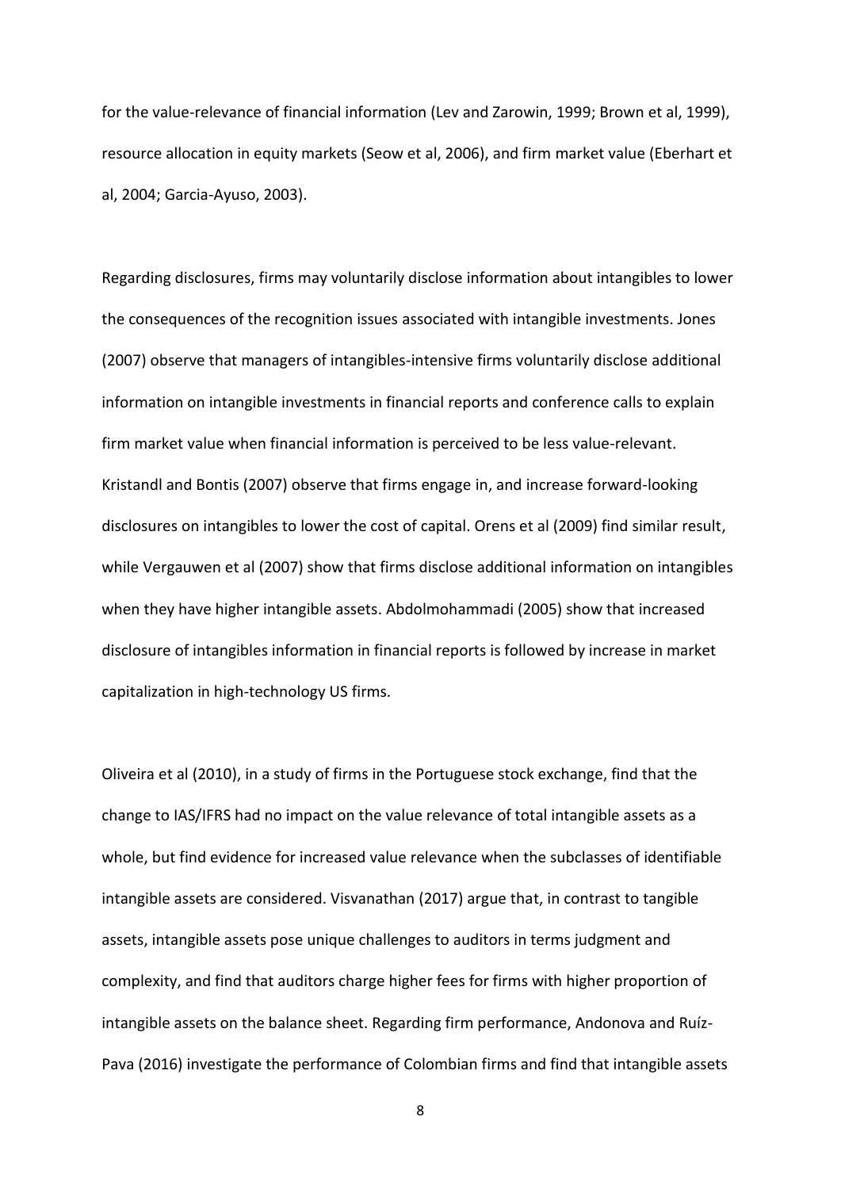for the value-relevance of financial information (Lev and Zarowin, 1999; Brown et al, 1999), resource allocation in equity markets (Seow et al, 2006), and firm market value (Eberhart et al, 2004; Garcia-Ayuso, 2003).

Regarding disclosures, firms may voluntarily disclose information about intangibles to lower the consequences of the recognition issues associated with intangible investments. Jones (2007) observe that managers of intangibles-intensive firms voluntarily disclose additional information on intangible investments in financial reports and conference calls to explain firm market value when financial information is perceived to be less value-relevant. Kristandl and Bontis (2007) observe that firms engage in, and increase forward-looking disclosures on intangibles to lower the cost of capital. Orens et al (2009) find similar result, while Vergauwen et al (2007) show that firms disclose additional information on intangibles when they have higher intangible assets. Abdolmohammadi (2005) show that increased disclosure of intangibles information in financial reports is followed by increase in market capitalization in high-technology US firms.

Oliveira et al (2010), in a study of firms in the Portuguese stock exchange, find that the change to IAS/IFRS had no impact on the value relevance of total intangible assets as a whole, but find evidence for increased value relevance when the subclasses of identifiable intangible assets are considered. Visvanathan (2017) argue that, in contrast to tangible assets, intangible assets pose unique challenges to auditors in terms judgment and complexity, and find that auditors charge higher fees for firms with higher proportion of intangible assets on the balance sheet. Regarding firm performance, Andonova and Ruíz-Pava (2016) investigate the performance of Colombian firms and find that intangible assets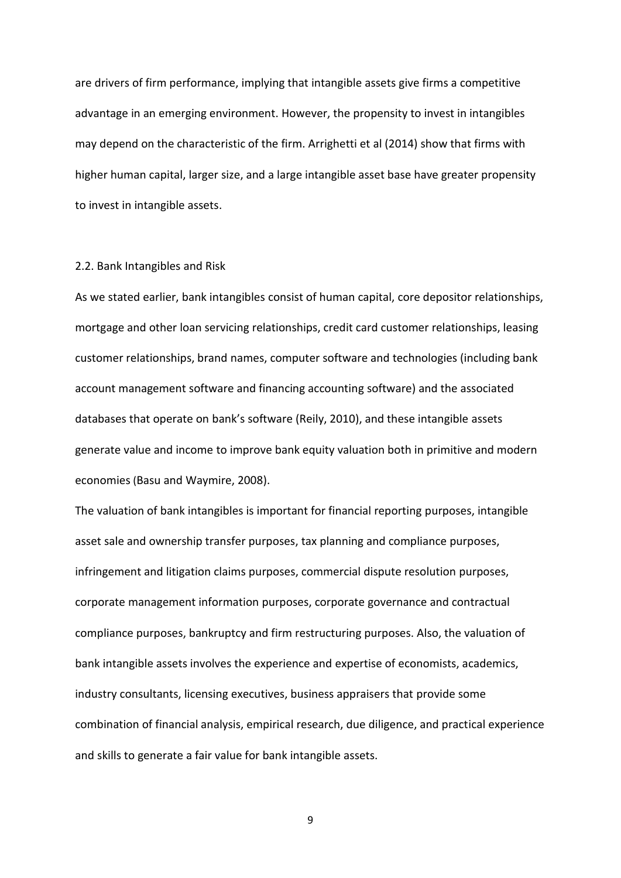are drivers of firm performance, implying that intangible assets give firms a competitive advantage in an emerging environment. However, the propensity to invest in intangibles may depend on the characteristic of the firm. Arrighetti et al (2014) show that firms with higher human capital, larger size, and a large intangible asset base have greater propensity to invest in intangible assets.

## 2.2. Bank Intangibles and Risk

As we stated earlier, bank intangibles consist of human capital, core depositor relationships, mortgage and other loan servicing relationships, credit card customer relationships, leasing customer relationships, brand names, computer software and technologies (including bank account management software and financing accounting software) and the associated databases that operate on bank's software (Reily, 2010), and these intangible assets generate value and income to improve bank equity valuation both in primitive and modern economies (Basu and Waymire, 2008).

The valuation of bank intangibles is important for financial reporting purposes, intangible asset sale and ownership transfer purposes, tax planning and compliance purposes, infringement and litigation claims purposes, commercial dispute resolution purposes, corporate management information purposes, corporate governance and contractual compliance purposes, bankruptcy and firm restructuring purposes. Also, the valuation of bank intangible assets involves the experience and expertise of economists, academics, industry consultants, licensing executives, business appraisers that provide some combination of financial analysis, empirical research, due diligence, and practical experience and skills to generate a fair value for bank intangible assets.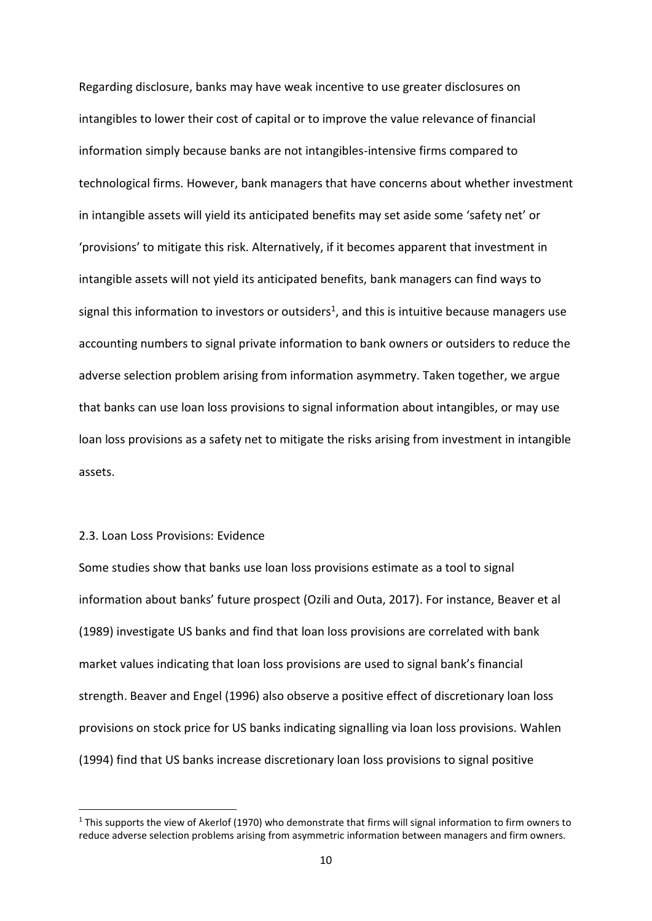Regarding disclosure, banks may have weak incentive to use greater disclosures on intangibles to lower their cost of capital or to improve the value relevance of financial information simply because banks are not intangibles-intensive firms compared to technological firms. However, bank managers that have concerns about whether investment in intangible assets will yield its anticipated benefits may set aside some 'safety net' or 'provisions' to mitigate this risk. Alternatively, if it becomes apparent that investment in intangible assets will not yield its anticipated benefits, bank managers can find ways to signal this information to investors or outsiders[1], and this is intuitive because managers use accounting numbers to signal private information to bank owners or outsiders to reduce the adverse selection problem arising from information asymmetry. Taken together, we argue that banks can use loan loss provisions to signal information about intangibles, or may use loan loss provisions as a safety net to mitigate the risks arising from investment in intangible assets.

### 2.3. Loan Loss Provisions: Evidence

Some studies show that banks use loan loss provisions estimate as a tool to signal information about banks' future prospect (Ozili and Outa, 2017). For instance, Beaver et al (1989) investigate US banks and find that loan loss provisions are correlated with bank market values indicating that loan loss provisions are used to signal bank's financial strength. Beaver and Engel (1996) also observe a positive effect of discretionary loan loss provisions on stock price for US banks indicating signalling via loan loss provisions. Wahlen (1994) find that US banks increase discretionary loan loss provisions to signal positive

[1] This supports the view of Akerlof (1970) who demonstrate that firms will signal information to firm owners to reduce adverse selection problems arising from asymmetric information between managers and firm owners.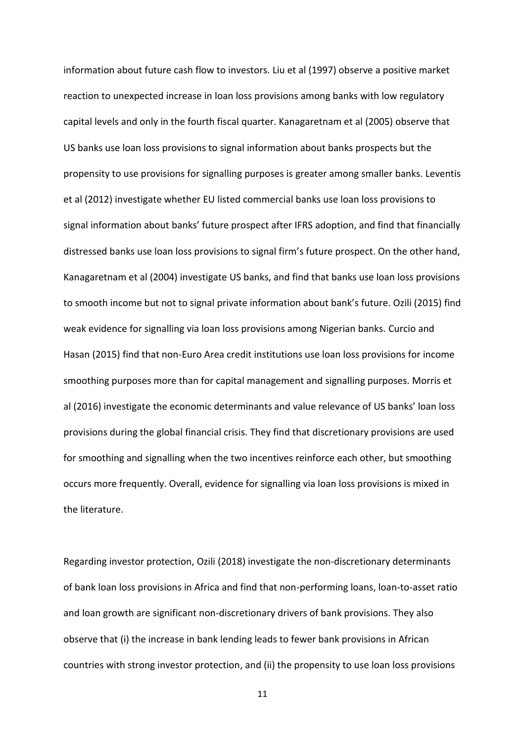information about future cash flow to investors. Liu et al (1997) observe a positive market reaction to unexpected increase in loan loss provisions among banks with low regulatory capital levels and only in the fourth fiscal quarter. Kanagaretnam et al (2005) observe that US banks use loan loss provisions to signal information about banks prospects but the propensity to use provisions for signalling purposes is greater among smaller banks. Leventis et al (2012) investigate whether EU listed commercial banks use loan loss provisions to signal information about banks' future prospect after IFRS adoption, and find that financially distressed banks use loan loss provisions to signal firm's future prospect. On the other hand, Kanagaretnam et al (2004) investigate US banks, and find that banks use loan loss provisions to smooth income but not to signal private information about bank's future. Ozili (2015) find weak evidence for signalling via loan loss provisions among Nigerian banks. Curcio and Hasan (2015) find that non-Euro Area credit institutions use loan loss provisions for income smoothing purposes more than for capital management and signalling purposes. Morris et al (2016) investigate the economic determinants and value relevance of US banks' loan loss provisions during the global financial crisis. They find that discretionary provisions are used for smoothing and signalling when the two incentives reinforce each other, but smoothing occurs more frequently. Overall, evidence for signalling via loan loss provisions is mixed in the literature.

Regarding investor protection, Ozili (2018) investigate the non-discretionary determinants of bank loan loss provisions in Africa and find that non-performing loans, loan-to-asset ratio and loan growth are significant non-discretionary drivers of bank provisions. They also observe that (i) the increase in bank lending leads to fewer bank provisions in African countries with strong investor protection, and (ii) the propensity to use loan loss provisions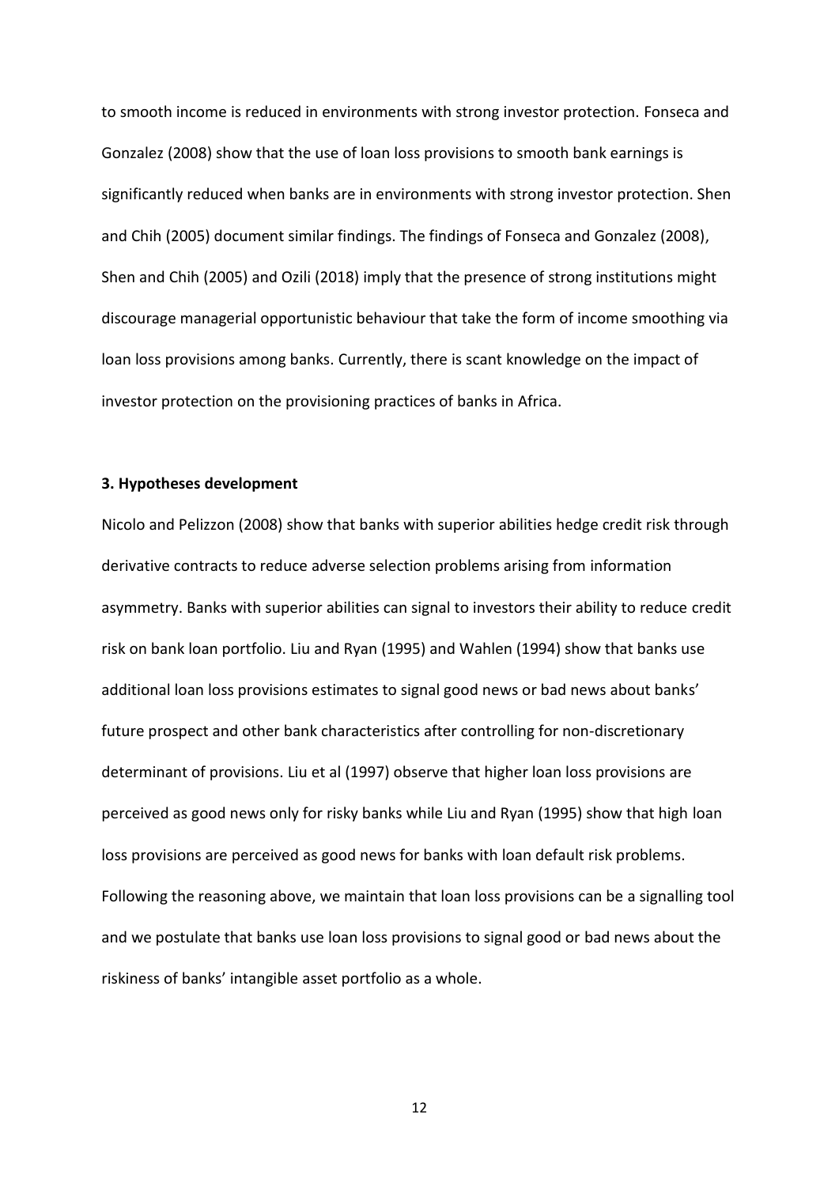to smooth income is reduced in environments with strong investor protection. Fonseca and Gonzalez (2008) show that the use of loan loss provisions to smooth bank earnings is significantly reduced when banks are in environments with strong investor protection. Shen and Chih (2005) document similar findings. The findings of Fonseca and Gonzalez (2008), Shen and Chih (2005) and Ozili (2018) imply that the presence of strong institutions might discourage managerial opportunistic behaviour that take the form of income smoothing via loan loss provisions among banks. Currently, there is scant knowledge on the impact of investor protection on the provisioning practices of banks in Africa.

## 3. Hypotheses development

Nicolo and Pelizzon (2008) show that banks with superior abilities hedge credit risk through derivative contracts to reduce adverse selection problems arising from information asymmetry. Banks with superior abilities can signal to investors their ability to reduce credit risk on bank loan portfolio. Liu and Ryan (1995) and Wahlen (1994) show that banks use additional loan loss provisions estimates to signal good news or bad news about banks' future prospect and other bank characteristics after controlling for non-discretionary determinant of provisions. Liu et al (1997) observe that higher loan loss provisions are perceived as good news only for risky banks while Liu and Ryan (1995) show that high loan loss provisions are perceived as good news for banks with loan default risk problems. Following the reasoning above, we maintain that loan loss provisions can be a signalling tool and we postulate that banks use loan loss provisions to signal good or bad news about the riskiness of banks' intangible asset portfolio as a whole.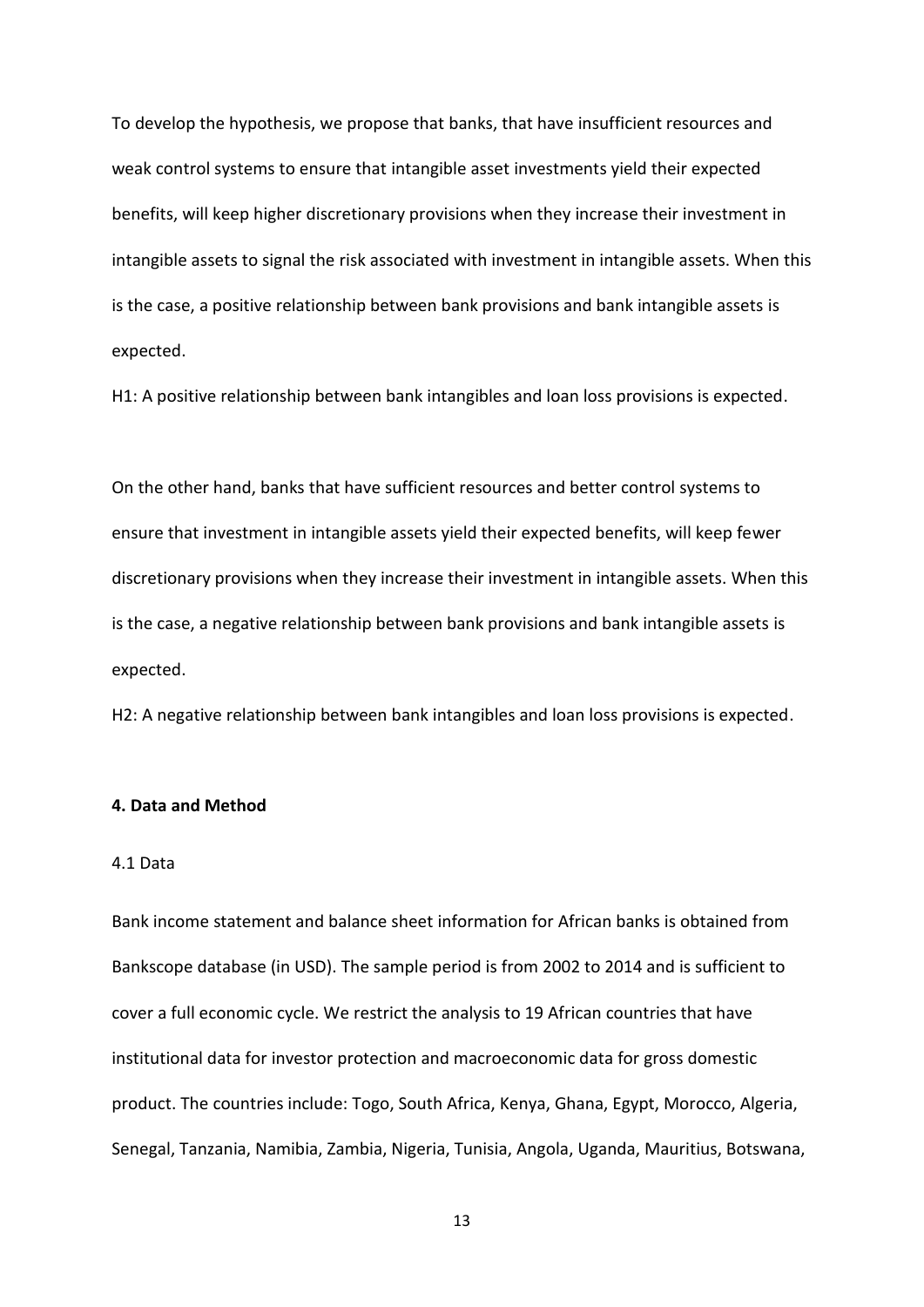To develop the hypothesis, we propose that banks, that have insufficient resources and weak control systems to ensure that intangible asset investments yield their expected benefits, will keep higher discretionary provisions when they increase their investment in intangible assets to signal the risk associated with investment in intangible assets. When this is the case, a positive relationship between bank provisions and bank intangible assets is expected.

H1: A positive relationship between bank intangibles and loan loss provisions is expected.

On the other hand, banks that have sufficient resources and better control systems to ensure that investment in intangible assets yield their expected benefits, will keep fewer discretionary provisions when they increase their investment in intangible assets. When this is the case, a negative relationship between bank provisions and bank intangible assets is expected.

H2: A negative relationship between bank intangibles and loan loss provisions is expected.

## 4. Data and Method

### 4.1 Data

Bank income statement and balance sheet information for African banks is obtained from Bankscope database (in USD). The sample period is from 2002 to 2014 and is sufficient to cover a full economic cycle. We restrict the analysis to 19 African countries that have institutional data for investor protection and macroeconomic data for gross domestic product. The countries include: Togo, South Africa, Kenya, Ghana, Egypt, Morocco, Algeria, Senegal, Tanzania, Namibia, Zambia, Nigeria, Tunisia, Angola, Uganda, Mauritius, Botswana,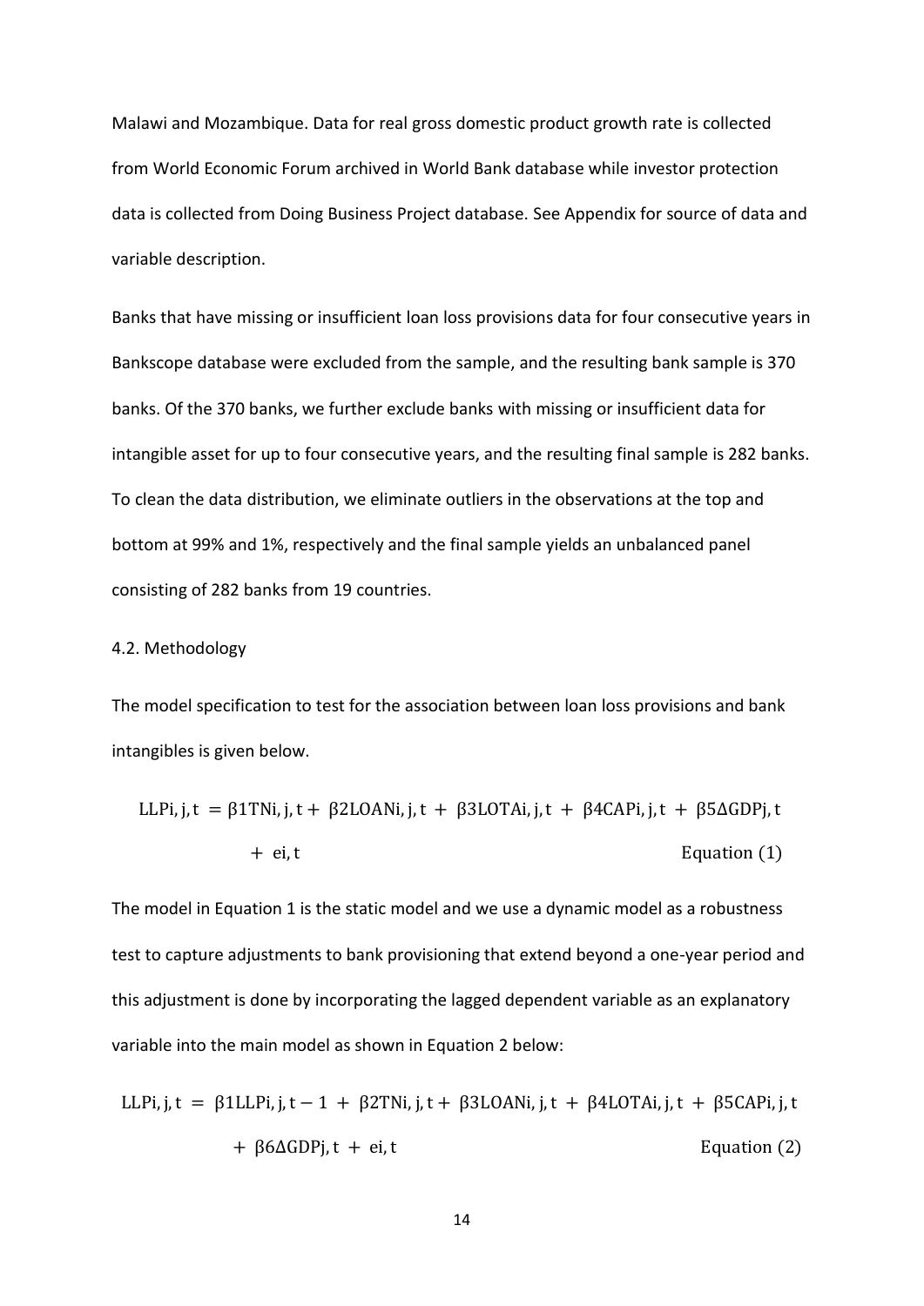Malawi and Mozambique. Data for real gross domestic product growth rate is collected from World Economic Forum archived in World Bank database while investor protection data is collected from Doing Business Project database. See Appendix for source of data and variable description.

Banks that have missing or insufficient loan loss provisions data for four consecutive years in Bankscope database were excluded from the sample, and the resulting bank sample is 370 banks. Of the 370 banks, we further exclude banks with missing or insufficient data for intangible asset for up to four consecutive years, and the resulting final sample is 282 banks. To clean the data distribution, we eliminate outliers in the observations at the top and bottom at 99% and 1%, respectively and the final sample yields an unbalanced panel consisting of 282 banks from 19 countries.

4.2. Methodology

The model specification to test for the association between loan loss provisions and bank intangibles is given below.

$$LLP_{i,j,t} = \beta_1 TN_{i,j,t} + \beta_2 LOAN_{i,j,t} + \beta_3 LOTA_{i,j,t} + \beta_4 CAP_{i,j,t} + \beta_5 \Delta GDP_{j,t} + e_{i,t} \qquad \text{Equation (1)}$$

The model in Equation 1 is the static model and we use a dynamic model as a robustness test to capture adjustments to bank provisioning that extend beyond a one-year period and this adjustment is done by incorporating the lagged dependent variable as an explanatory variable into the main model as shown in Equation 2 below:

$$LLP_{i,j,t} = \beta_1 LLP_{i,j,t-1} + \beta_2 TN_{i,j,t} + \beta_3 LOAN_{i,j,t} + \beta_4 LOTA_{i,j,t} + \beta_5 CAP_{i,j,t} + \beta_6 \Delta GDP_{j,t} + e_{i,t} \qquad \text{Equation (2)}$$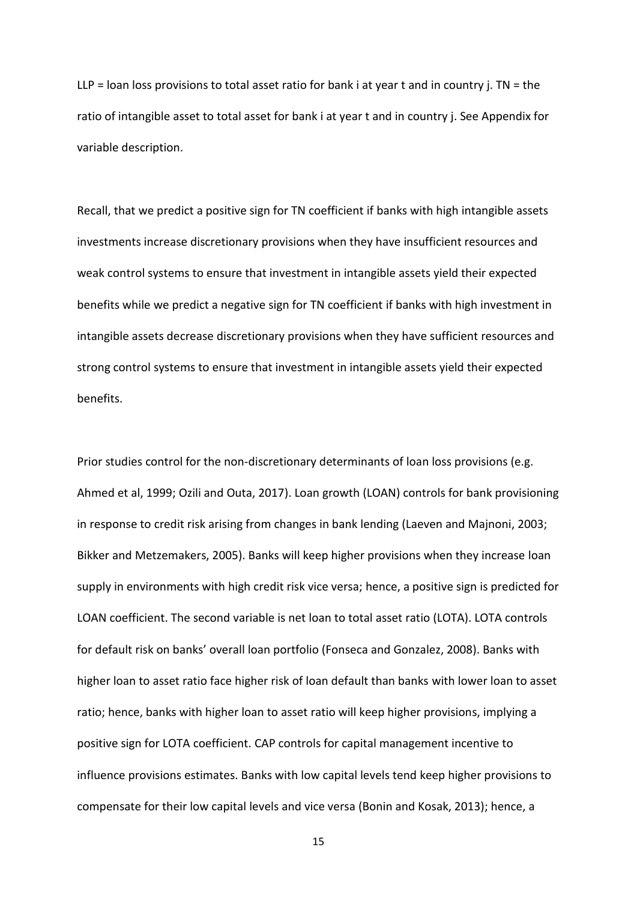LLP = loan loss provisions to total asset ratio for bank i at year t and in country j. TN = the ratio of intangible asset to total asset for bank i at year t and in country j. See Appendix for variable description.

Recall, that we predict a positive sign for TN coefficient if banks with high intangible assets investments increase discretionary provisions when they have insufficient resources and weak control systems to ensure that investment in intangible assets yield their expected benefits while we predict a negative sign for TN coefficient if banks with high investment in intangible assets decrease discretionary provisions when they have sufficient resources and strong control systems to ensure that investment in intangible assets yield their expected benefits.

Prior studies control for the non-discretionary determinants of loan loss provisions (e.g. Ahmed et al, 1999; Ozili and Outa, 2017). Loan growth (LOAN) controls for bank provisioning in response to credit risk arising from changes in bank lending (Laeven and Majnoni, 2003; Bikker and Metzemakers, 2005). Banks will keep higher provisions when they increase loan supply in environments with high credit risk vice versa; hence, a positive sign is predicted for LOAN coefficient. The second variable is net loan to total asset ratio (LOTA). LOTA controls for default risk on banks' overall loan portfolio (Fonseca and Gonzalez, 2008). Banks with higher loan to asset ratio face higher risk of loan default than banks with lower loan to asset ratio; hence, banks with higher loan to asset ratio will keep higher provisions, implying a positive sign for LOTA coefficient. CAP controls for capital management incentive to influence provisions estimates. Banks with low capital levels tend keep higher provisions to compensate for their low capital levels and vice versa (Bonin and Kosak, 2013); hence, a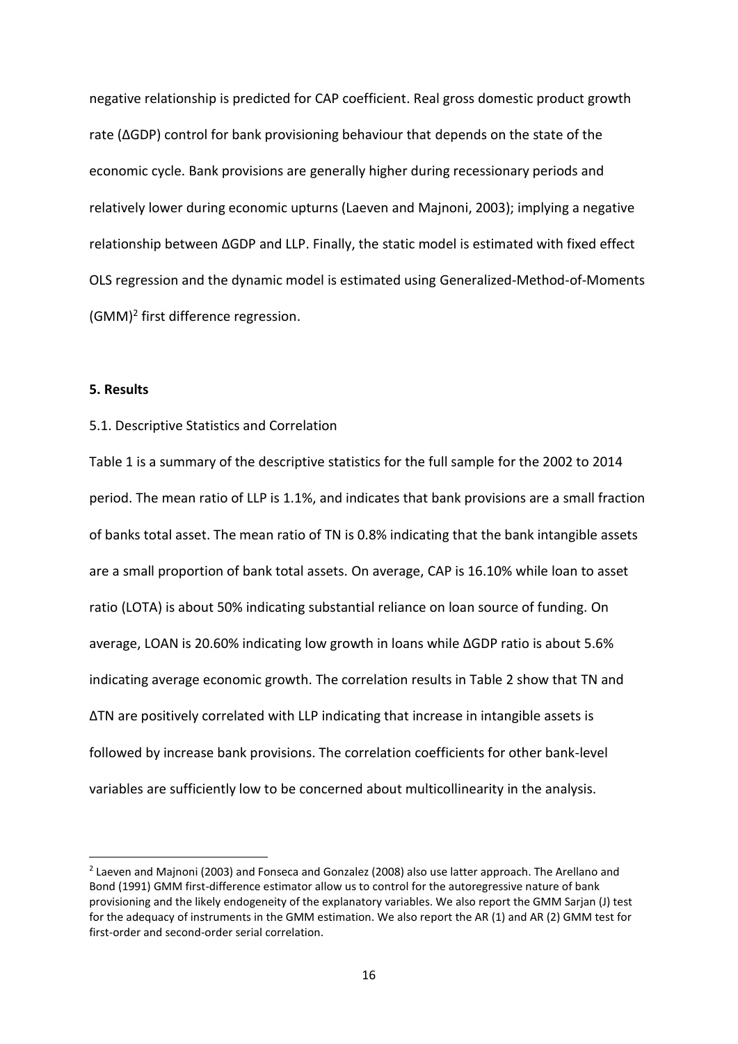negative relationship is predicted for CAP coefficient. Real gross domestic product growth rate (ΔGDP) control for bank provisioning behaviour that depends on the state of the economic cycle. Bank provisions are generally higher during recessionary periods and relatively lower during economic upturns (Laeven and Majnoni, 2003); implying a negative relationship between ΔGDP and LLP. Finally, the static model is estimated with fixed effect OLS regression and the dynamic model is estimated using Generalized-Method-of-Moments (GMM)[2] first difference regression.

**5. Results**

5.1. Descriptive Statistics and Correlation

Table 1 is a summary of the descriptive statistics for the full sample for the 2002 to 2014 period. The mean ratio of LLP is 1.1%, and indicates that bank provisions are a small fraction of banks total asset. The mean ratio of TN is 0.8% indicating that the bank intangible assets are a small proportion of bank total assets. On average, CAP is 16.10% while loan to asset ratio (LOTA) is about 50% indicating substantial reliance on loan source of funding. On average, LOAN is 20.60% indicating low growth in loans while ΔGDP ratio is about 5.6% indicating average economic growth. The correlation results in Table 2 show that TN and ΔTN are positively correlated with LLP indicating that increase in intangible assets is followed by increase bank provisions. The correlation coefficients for other bank-level variables are sufficiently low to be concerned about multicollinearity in the analysis.

[2] Laeven and Majnoni (2003) and Fonseca and Gonzalez (2008) also use latter approach. The Arellano and Bond (1991) GMM first-difference estimator allow us to control for the autoregressive nature of bank provisioning and the likely endogeneity of the explanatory variables. We also report the GMM Sarjan (J) test for the adequacy of instruments in the GMM estimation. We also report the AR (1) and AR (2) GMM test for first-order and second-order serial correlation.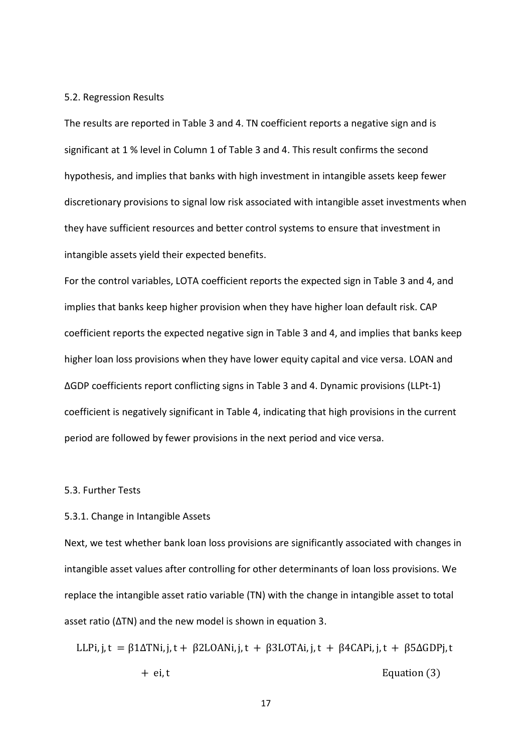## 5.2. Regression Results

The results are reported in Table 3 and 4. TN coefficient reports a negative sign and is significant at 1 % level in Column 1 of Table 3 and 4. This result confirms the second hypothesis, and implies that banks with high investment in intangible assets keep fewer discretionary provisions to signal low risk associated with intangible asset investments when they have sufficient resources and better control systems to ensure that investment in intangible assets yield their expected benefits.

For the control variables, LOTA coefficient reports the expected sign in Table 3 and 4, and implies that banks keep higher provision when they have higher loan default risk. CAP coefficient reports the expected negative sign in Table 3 and 4, and implies that banks keep higher loan loss provisions when they have lower equity capital and vice versa. LOAN and ΔGDP coefficients report conflicting signs in Table 3 and 4. Dynamic provisions ($LLP_{t-1}$) coefficient is negatively significant in Table 4, indicating that high provisions in the current period are followed by fewer provisions in the next period and vice versa.

## 5.3. Further Tests

### 5.3.1. Change in Intangible Assets

Next, we test whether bank loan loss provisions are significantly associated with changes in intangible asset values after controlling for other determinants of loan loss provisions. We replace the intangible asset ratio variable (TN) with the change in intangible asset to total asset ratio (ΔTN) and the new model is shown in equation 3.

$$LLP_{i,j,t} = \beta 1 \Delta TN_{i,j,t} + \beta 2 LOAN_{i,j,t} + \beta 3 LOTA_{i,j,t} + \beta 4 CAP_{i,j,t} + \beta 5 \Delta GDP_{j,t} + e_{i,t} \qquad \text{Equation (3)}$$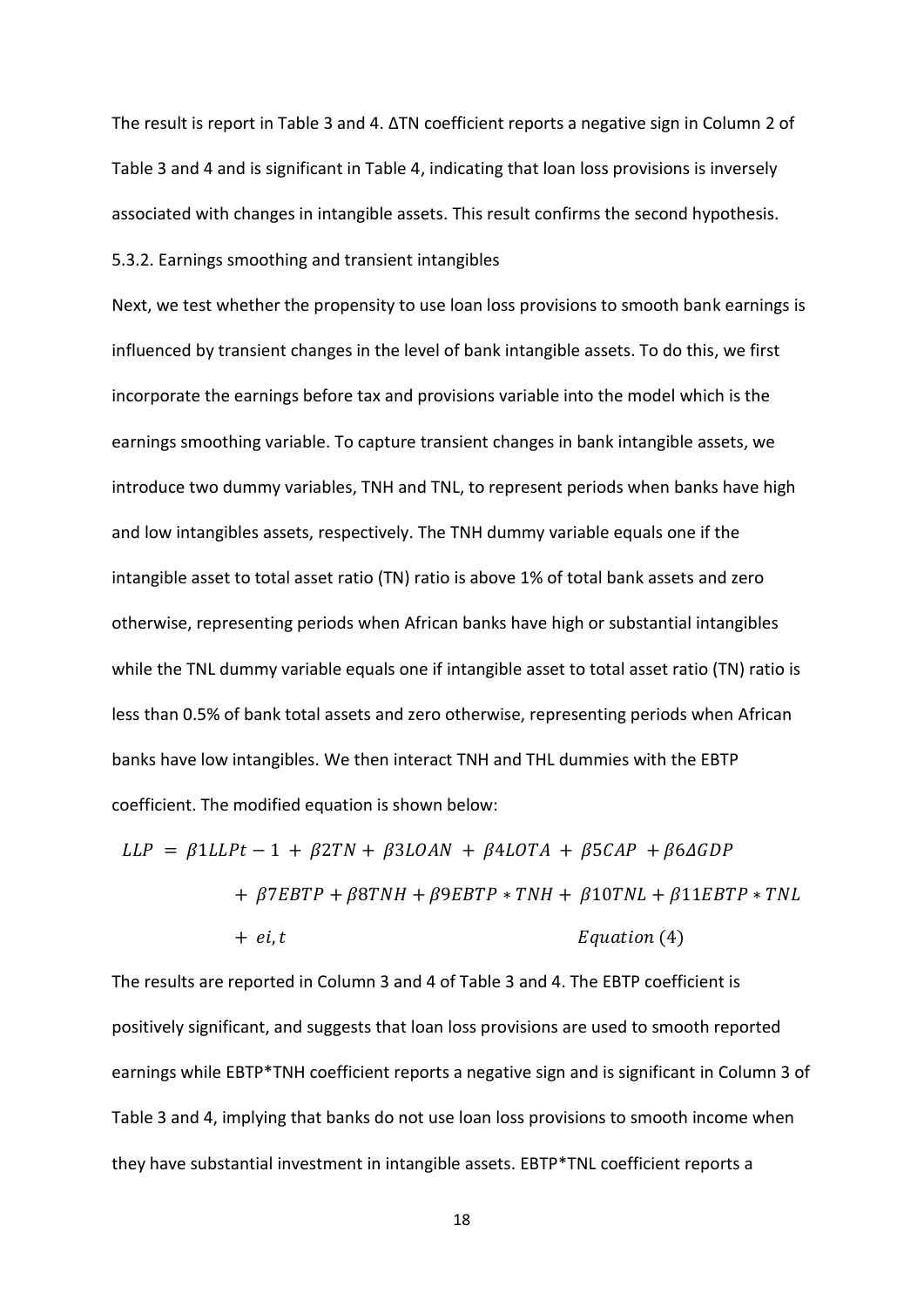The result is report in Table 3 and 4. $\Delta TN$ coefficient reports a negative sign in Column 2 of Table 3 and 4 and is significant in Table 4, indicating that loan loss provisions is inversely associated with changes in intangible assets. This result confirms the second hypothesis.

5.3.2. Earnings smoothing and transient intangibles

Next, we test whether the propensity to use loan loss provisions to smooth bank earnings is influenced by transient changes in the level of bank intangible assets. To do this, we first incorporate the earnings before tax and provisions variable into the model which is the earnings smoothing variable. To capture transient changes in bank intangible assets, we introduce two dummy variables, TNH and TNL, to represent periods when banks have high and low intangibles assets, respectively. The TNH dummy variable equals one if the intangible asset to total asset ratio (TN) ratio is above 1% of total bank assets and zero otherwise, representing periods when African banks have high or substantial intangibles while the TNL dummy variable equals one if intangible asset to total asset ratio (TN) ratio is less than 0.5% of bank total assets and zero otherwise, representing periods when African banks have low intangibles. We then interact TNH and THL dummies with the EBTP coefficient. The modified equation is shown below:

$$LLP = \beta 1LLPt - 1 + \beta 2TN + \beta 3LOAN + \beta 4LOTA + \beta 5CAP + \beta 6\Delta GDP + \beta 7EBTP + \beta 8TNH + \beta 9EBTP * TNH + \beta 10TNL + \beta 11EBTP * TNL + ei,t \qquad Equation\ (4)$$

The results are reported in Column 3 and 4 of Table 3 and 4. The EBTP coefficient is positively significant, and suggests that loan loss provisions are used to smooth reported earnings while EBTP*TNH coefficient reports a negative sign and is significant in Column 3 of Table 3 and 4, implying that banks do not use loan loss provisions to smooth income when they have substantial investment in intangible assets. EBTP*TNL coefficient reports a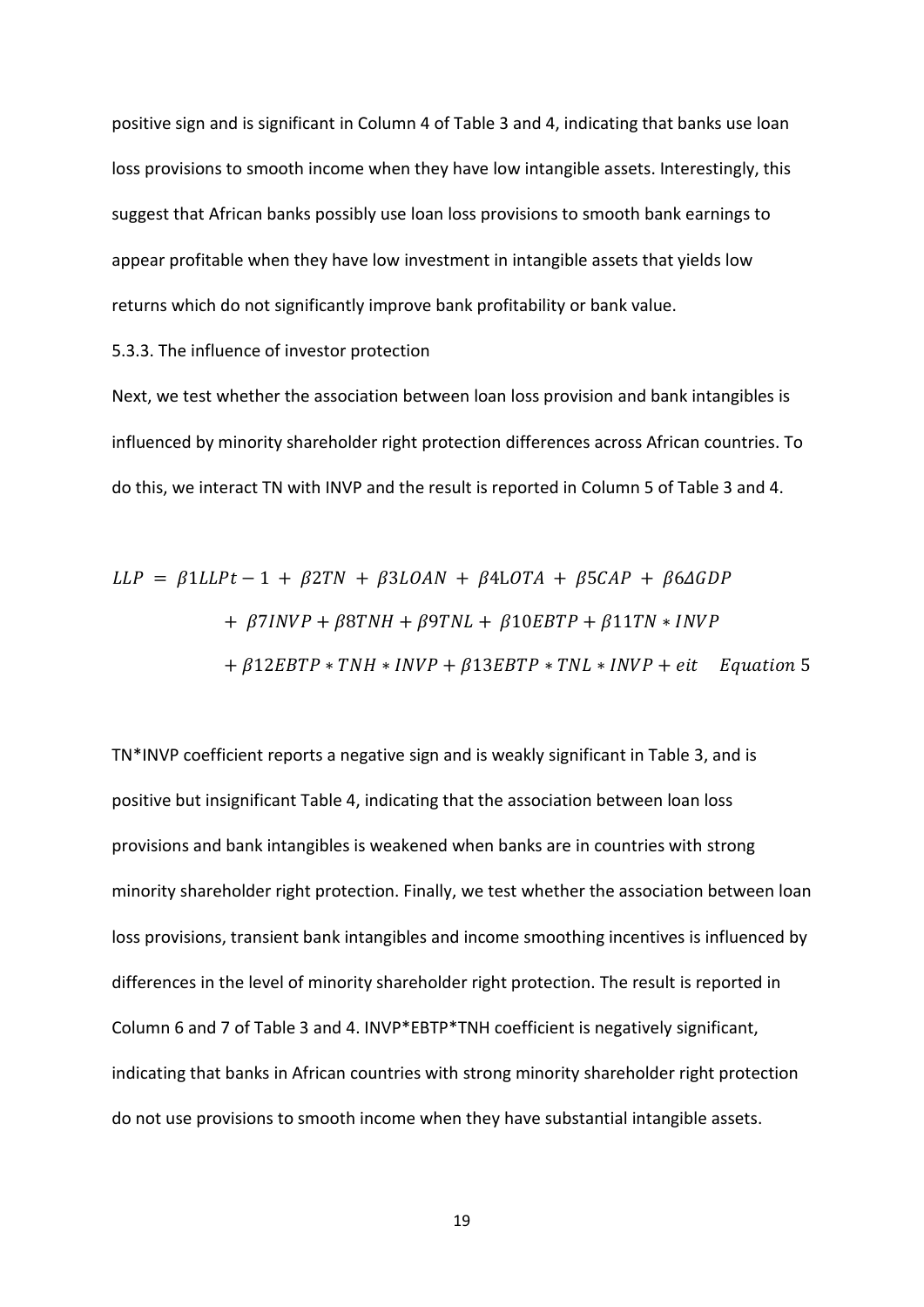positive sign and is significant in Column 4 of Table 3 and 4, indicating that banks use loan loss provisions to smooth income when they have low intangible assets. Interestingly, this suggest that African banks possibly use loan loss provisions to smooth bank earnings to appear profitable when they have low investment in intangible assets that yields low returns which do not significantly improve bank profitability or bank value.

### 5.3.3. The influence of investor protection

Next, we test whether the association between loan loss provision and bank intangibles is influenced by minority shareholder right protection differences across African countries. To do this, we interact TN with INVP and the result is reported in Column 5 of Table 3 and 4.

$$
\begin{aligned}
LLP = \; & \beta 1 LLPt-1 + \beta 2 TN + \beta 3 LOAN + \beta 4 LOTA + \beta 5 CAP + \beta 6 \Delta GDP \\
& + \beta 7 INVP + \beta 8 TNH + \beta 9 TNL + \beta 10 EBTP + \beta 11 TN * INVP \\
& + \beta 12 EBTP * TNH * INVP + \beta 13 EBTP * TNL * INVP + eit \quad \textit{Equation } 5
\end{aligned}
$$

TN*INVP coefficient reports a negative sign and is weakly significant in Table 3, and is positive but insignificant Table 4, indicating that the association between loan loss provisions and bank intangibles is weakened when banks are in countries with strong minority shareholder right protection. Finally, we test whether the association between loan loss provisions, transient bank intangibles and income smoothing incentives is influenced by differences in the level of minority shareholder right protection. The result is reported in Column 6 and 7 of Table 3 and 4. INVP*EBTP*TNH coefficient is negatively significant, indicating that banks in African countries with strong minority shareholder right protection do not use provisions to smooth income when they have substantial intangible assets.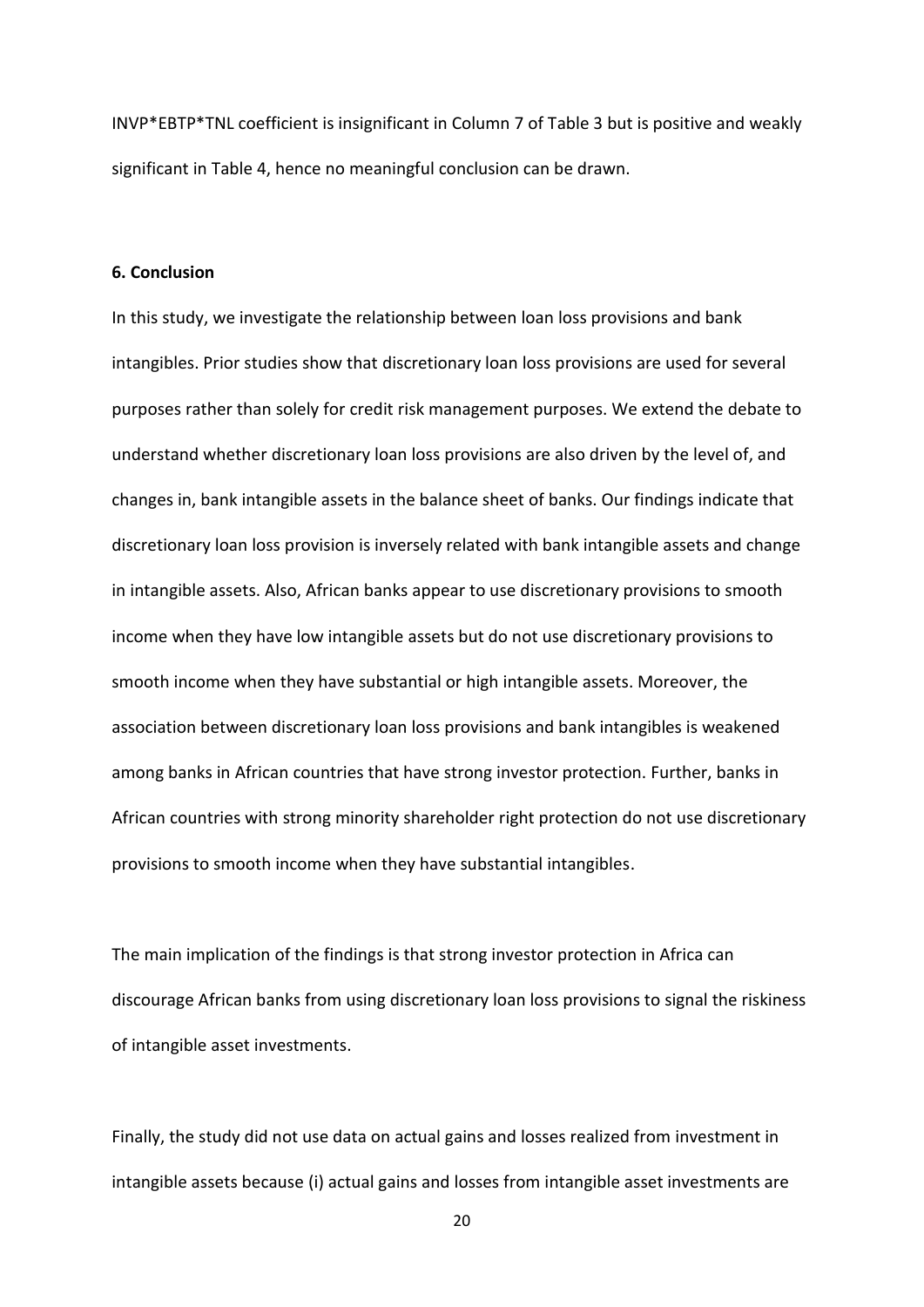INVP*EBTP*TNL coefficient is insignificant in Column 7 of Table 3 but is positive and weakly significant in Table 4, hence no meaningful conclusion can be drawn.

## 6. Conclusion

In this study, we investigate the relationship between loan loss provisions and bank intangibles. Prior studies show that discretionary loan loss provisions are used for several purposes rather than solely for credit risk management purposes. We extend the debate to understand whether discretionary loan loss provisions are also driven by the level of, and changes in, bank intangible assets in the balance sheet of banks. Our findings indicate that discretionary loan loss provision is inversely related with bank intangible assets and change in intangible assets. Also, African banks appear to use discretionary provisions to smooth income when they have low intangible assets but do not use discretionary provisions to smooth income when they have substantial or high intangible assets. Moreover, the association between discretionary loan loss provisions and bank intangibles is weakened among banks in African countries that have strong investor protection. Further, banks in African countries with strong minority shareholder right protection do not use discretionary provisions to smooth income when they have substantial intangibles.

The main implication of the findings is that strong investor protection in Africa can discourage African banks from using discretionary loan loss provisions to signal the riskiness of intangible asset investments.

Finally, the study did not use data on actual gains and losses realized from investment in intangible assets because (i) actual gains and losses from intangible asset investments are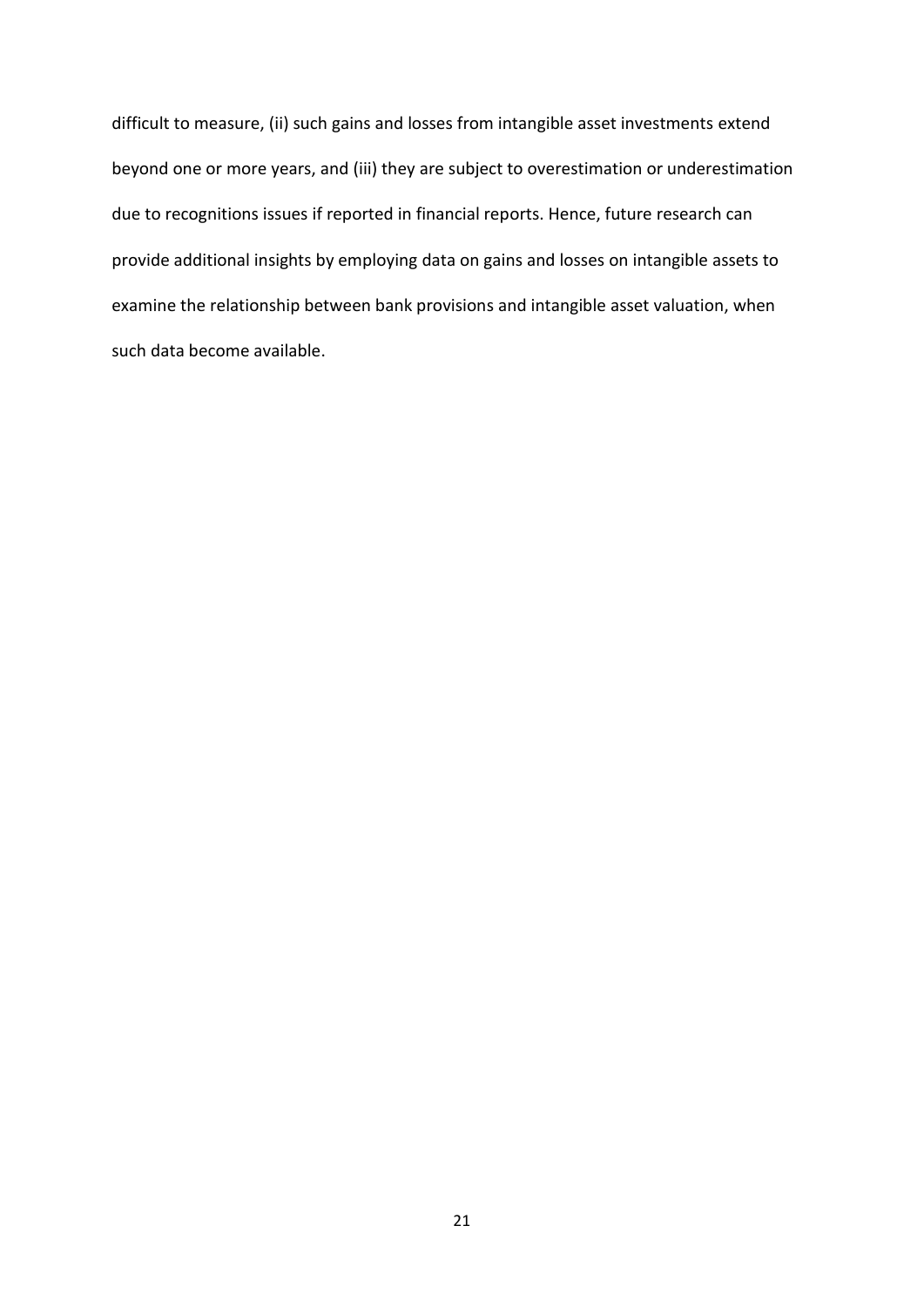difficult to measure, (ii) such gains and losses from intangible asset investments extend beyond one or more years, and (iii) they are subject to overestimation or underestimation due to recognitions issues if reported in financial reports. Hence, future research can provide additional insights by employing data on gains and losses on intangible assets to examine the relationship between bank provisions and intangible asset valuation, when such data become available.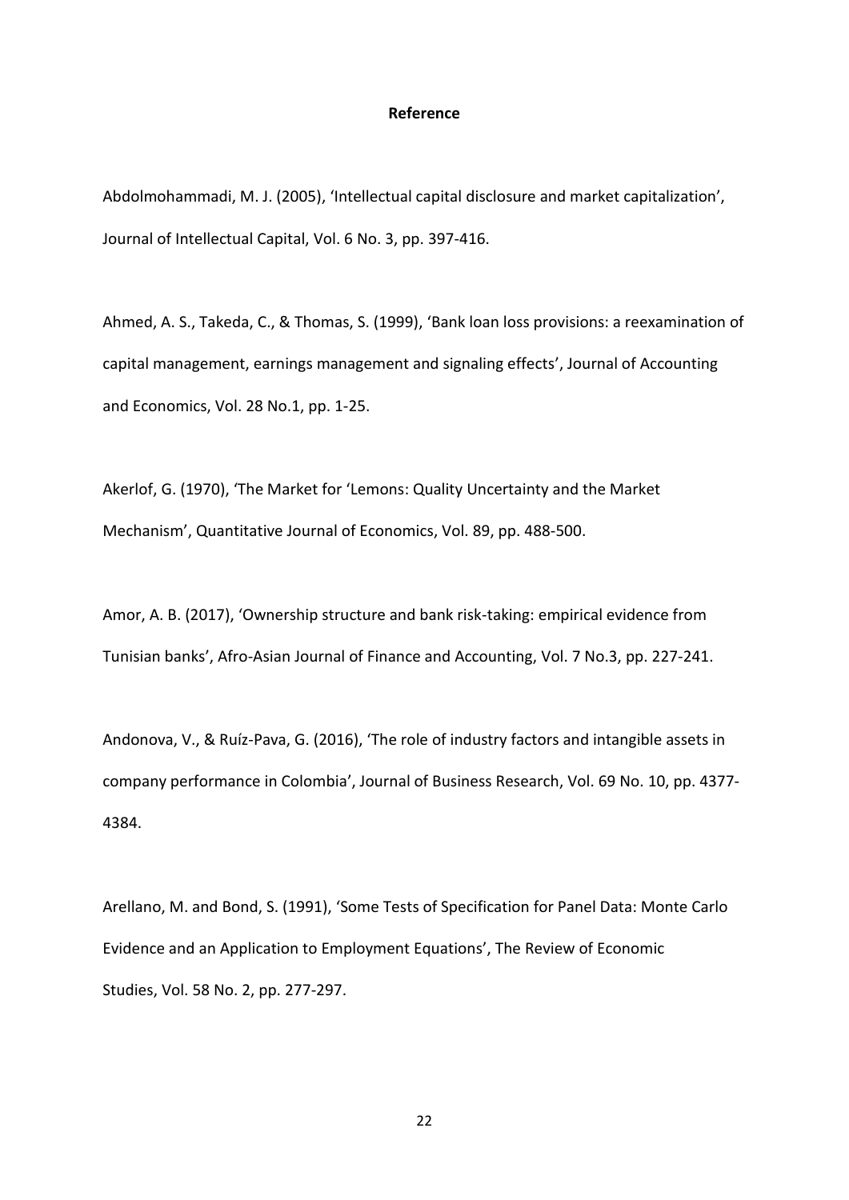**Reference**

Abdolmohammadi, M. J. (2005), 'Intellectual capital disclosure and market capitalization', Journal of Intellectual Capital, Vol. 6 No. 3, pp. 397-416.

Ahmed, A. S., Takeda, C., & Thomas, S. (1999), 'Bank loan loss provisions: a reexamination of capital management, earnings management and signaling effects', Journal of Accounting and Economics, Vol. 28 No.1, pp. 1-25.

Akerlof, G. (1970), 'The Market for 'Lemons: Quality Uncertainty and the Market Mechanism', Quantitative Journal of Economics, Vol. 89, pp. 488-500.

Amor, A. B. (2017), 'Ownership structure and bank risk-taking: empirical evidence from Tunisian banks', Afro-Asian Journal of Finance and Accounting, Vol. 7 No.3, pp. 227-241.

Andonova, V., & Ruíz-Pava, G. (2016), 'The role of industry factors and intangible assets in company performance in Colombia', Journal of Business Research, Vol. 69 No. 10, pp. 4377-4384.

Arellano, M. and Bond, S. (1991), 'Some Tests of Specification for Panel Data: Monte Carlo Evidence and an Application to Employment Equations', The Review of Economic Studies, Vol. 58 No. 2, pp. 277-297.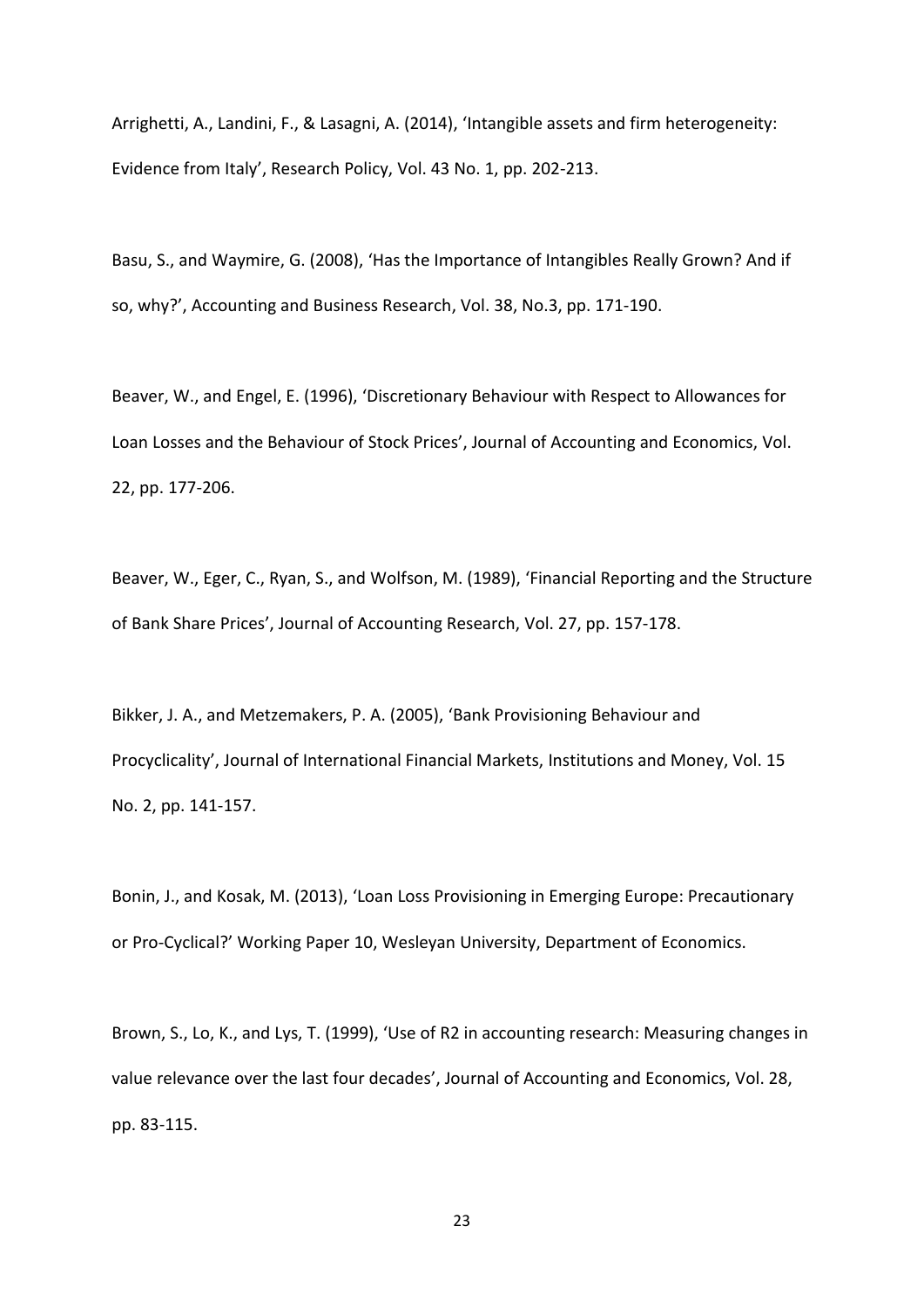Arrighetti, A., Landini, F., & Lasagni, A. (2014), 'Intangible assets and firm heterogeneity: Evidence from Italy', Research Policy, Vol. 43 No. 1, pp. 202-213.

Basu, S., and Waymire, G. (2008), 'Has the Importance of Intangibles Really Grown? And if so, why?', Accounting and Business Research, Vol. 38, No.3, pp. 171-190.

Beaver, W., and Engel, E. (1996), 'Discretionary Behaviour with Respect to Allowances for Loan Losses and the Behaviour of Stock Prices', Journal of Accounting and Economics, Vol. 22, pp. 177-206.

Beaver, W., Eger, C., Ryan, S., and Wolfson, M. (1989), 'Financial Reporting and the Structure of Bank Share Prices', Journal of Accounting Research, Vol. 27, pp. 157-178.

Bikker, J. A., and Metzemakers, P. A. (2005), 'Bank Provisioning Behaviour and Procyclicality', Journal of International Financial Markets, Institutions and Money, Vol. 15 No. 2, pp. 141-157.

Bonin, J., and Kosak, M. (2013), 'Loan Loss Provisioning in Emerging Europe: Precautionary or Pro-Cyclical?' Working Paper 10, Wesleyan University, Department of Economics.

Brown, S., Lo, K., and Lys, T. (1999), 'Use of R2 in accounting research: Measuring changes in value relevance over the last four decades', Journal of Accounting and Economics, Vol. 28, pp. 83-115.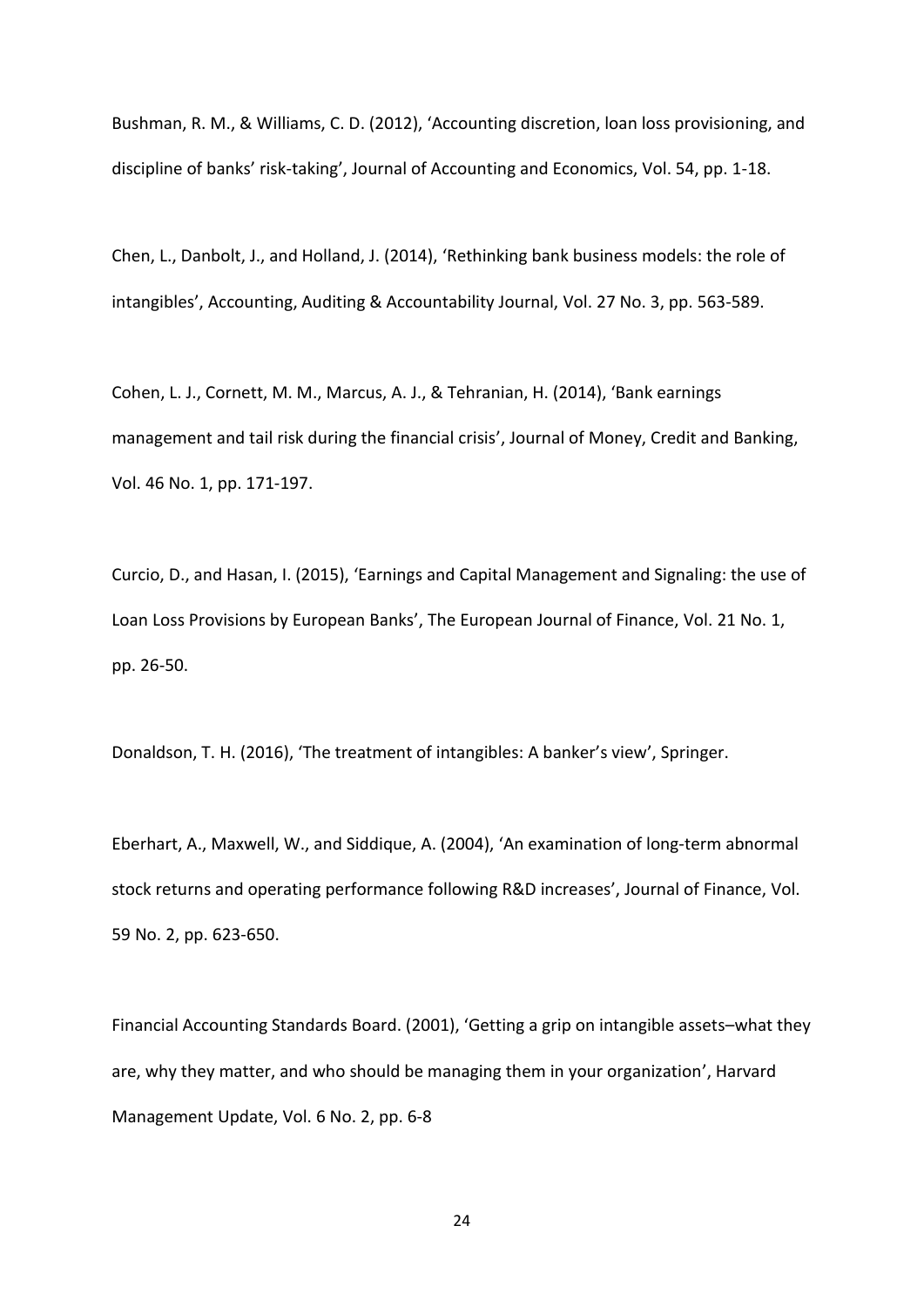Bushman, R. M., & Williams, C. D. (2012), 'Accounting discretion, loan loss provisioning, and discipline of banks' risk-taking', Journal of Accounting and Economics, Vol. 54, pp. 1-18.

Chen, L., Danbolt, J., and Holland, J. (2014), 'Rethinking bank business models: the role of intangibles', Accounting, Auditing & Accountability Journal, Vol. 27 No. 3, pp. 563-589.

Cohen, L. J., Cornett, M. M., Marcus, A. J., & Tehranian, H. (2014), 'Bank earnings management and tail risk during the financial crisis', Journal of Money, Credit and Banking, Vol. 46 No. 1, pp. 171-197.

Curcio, D., and Hasan, I. (2015), 'Earnings and Capital Management and Signaling: the use of Loan Loss Provisions by European Banks', The European Journal of Finance, Vol. 21 No. 1, pp. 26-50.

Donaldson, T. H. (2016), 'The treatment of intangibles: A banker's view', Springer.

Eberhart, A., Maxwell, W., and Siddique, A. (2004), 'An examination of long-term abnormal stock returns and operating performance following R&D increases', Journal of Finance, Vol. 59 No. 2, pp. 623-650.

Financial Accounting Standards Board. (2001), 'Getting a grip on intangible assets–what they are, why they matter, and who should be managing them in your organization', Harvard Management Update, Vol. 6 No. 2, pp. 6-8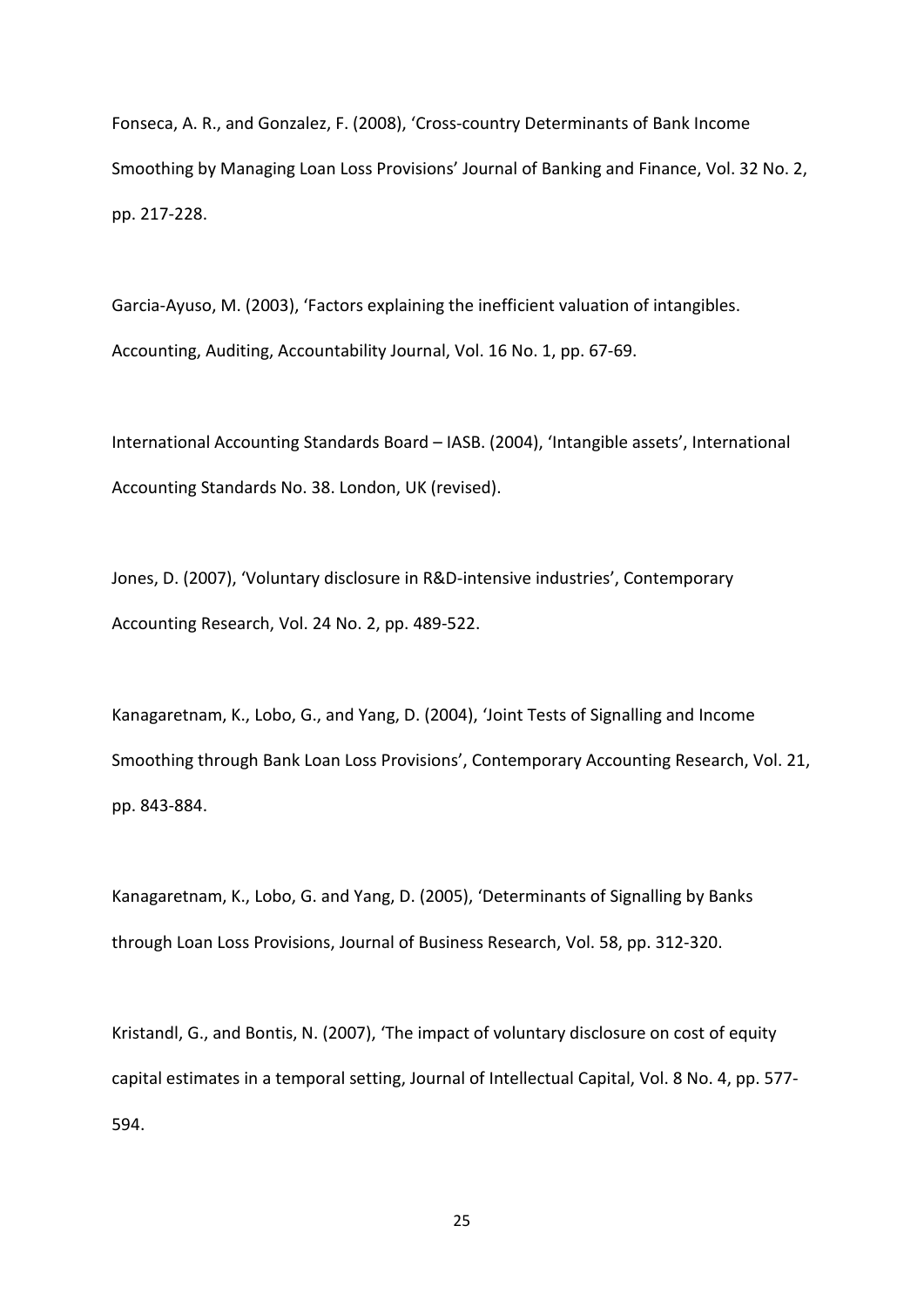Fonseca, A. R., and Gonzalez, F. (2008), 'Cross-country Determinants of Bank Income Smoothing by Managing Loan Loss Provisions' Journal of Banking and Finance, Vol. 32 No. 2, pp. 217-228.

Garcia-Ayuso, M. (2003), 'Factors explaining the inefficient valuation of intangibles. Accounting, Auditing, Accountability Journal, Vol. 16 No. 1, pp. 67-69.

International Accounting Standards Board – IASB. (2004), 'Intangible assets', International Accounting Standards No. 38. London, UK (revised).

Jones, D. (2007), 'Voluntary disclosure in R&D-intensive industries', Contemporary Accounting Research, Vol. 24 No. 2, pp. 489-522.

Kanagaretnam, K., Lobo, G., and Yang, D. (2004), 'Joint Tests of Signalling and Income Smoothing through Bank Loan Loss Provisions', Contemporary Accounting Research, Vol. 21, pp. 843-884.

Kanagaretnam, K., Lobo, G. and Yang, D. (2005), 'Determinants of Signalling by Banks through Loan Loss Provisions, Journal of Business Research, Vol. 58, pp. 312-320.

Kristandl, G., and Bontis, N. (2007), 'The impact of voluntary disclosure on cost of equity capital estimates in a temporal setting, Journal of Intellectual Capital, Vol. 8 No. 4, pp. 577-594.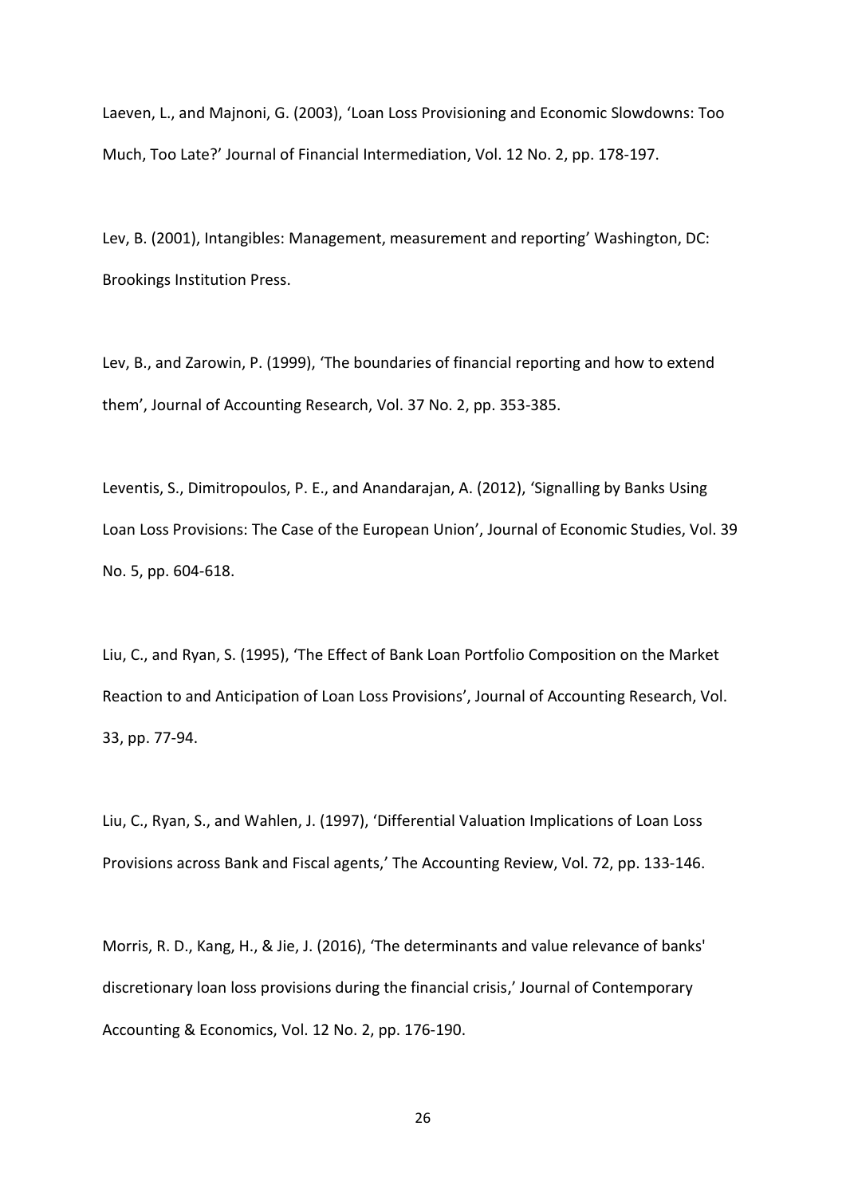Laeven, L., and Majnoni, G. (2003), 'Loan Loss Provisioning and Economic Slowdowns: Too Much, Too Late?' Journal of Financial Intermediation, Vol. 12 No. 2, pp. 178-197.

Lev, B. (2001), Intangibles: Management, measurement and reporting' Washington, DC: Brookings Institution Press.

Lev, B., and Zarowin, P. (1999), 'The boundaries of financial reporting and how to extend them', Journal of Accounting Research, Vol. 37 No. 2, pp. 353-385.

Leventis, S., Dimitropoulos, P. E., and Anandarajan, A. (2012), 'Signalling by Banks Using Loan Loss Provisions: The Case of the European Union', Journal of Economic Studies, Vol. 39 No. 5, pp. 604-618.

Liu, C., and Ryan, S. (1995), 'The Effect of Bank Loan Portfolio Composition on the Market Reaction to and Anticipation of Loan Loss Provisions', Journal of Accounting Research, Vol. 33, pp. 77-94.

Liu, C., Ryan, S., and Wahlen, J. (1997), 'Differential Valuation Implications of Loan Loss Provisions across Bank and Fiscal agents,' The Accounting Review, Vol. 72, pp. 133-146.

Morris, R. D., Kang, H., & Jie, J. (2016), 'The determinants and value relevance of banks' discretionary loan loss provisions during the financial crisis,' Journal of Contemporary Accounting & Economics, Vol. 12 No. 2, pp. 176-190.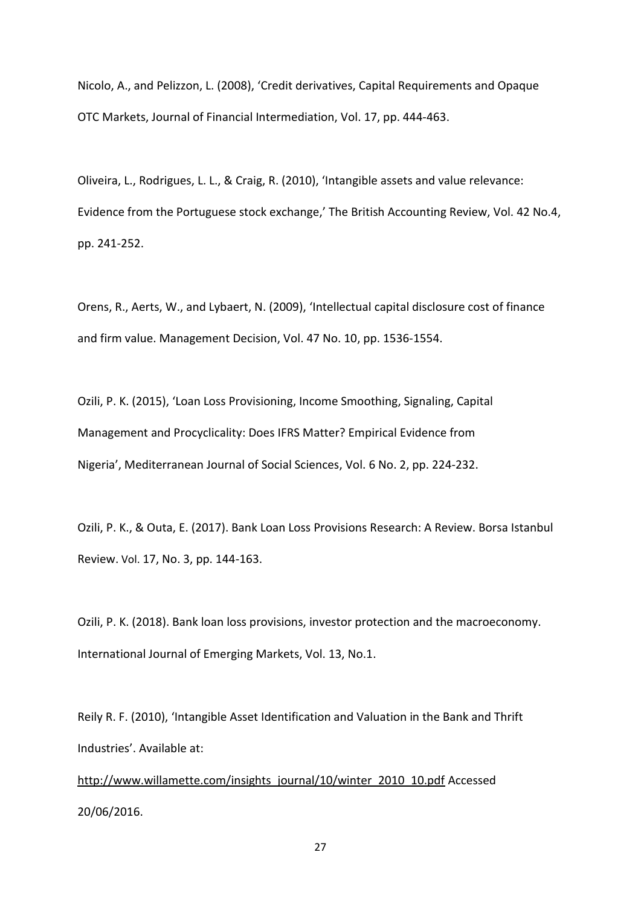Nicolo, A., and Pelizzon, L. (2008), 'Credit derivatives, Capital Requirements and Opaque OTC Markets, Journal of Financial Intermediation, Vol. 17, pp. 444-463.

Oliveira, L., Rodrigues, L. L., & Craig, R. (2010), 'Intangible assets and value relevance: Evidence from the Portuguese stock exchange,' The British Accounting Review, Vol. 42 No.4, pp. 241-252.

Orens, R., Aerts, W., and Lybaert, N. (2009), 'Intellectual capital disclosure cost of finance and firm value. Management Decision, Vol. 47 No. 10, pp. 1536-1554.

Ozili, P. K. (2015), 'Loan Loss Provisioning, Income Smoothing, Signaling, Capital Management and Procyclicality: Does IFRS Matter? Empirical Evidence from Nigeria', Mediterranean Journal of Social Sciences, Vol. 6 No. 2, pp. 224-232.

Ozili, P. K., & Outa, E. (2017). Bank Loan Loss Provisions Research: A Review. Borsa Istanbul Review. Vol. 17, No. 3, pp. 144-163.

Ozili, P. K. (2018). Bank loan loss provisions, investor protection and the macroeconomy. International Journal of Emerging Markets, Vol. 13, No.1.

Reily R. F. (2010), 'Intangible Asset Identification and Valuation in the Bank and Thrift Industries'. Available at: http://www.willamette.com/insights_journal/10/winter_2010_10.pdf Accessed 20/06/2016.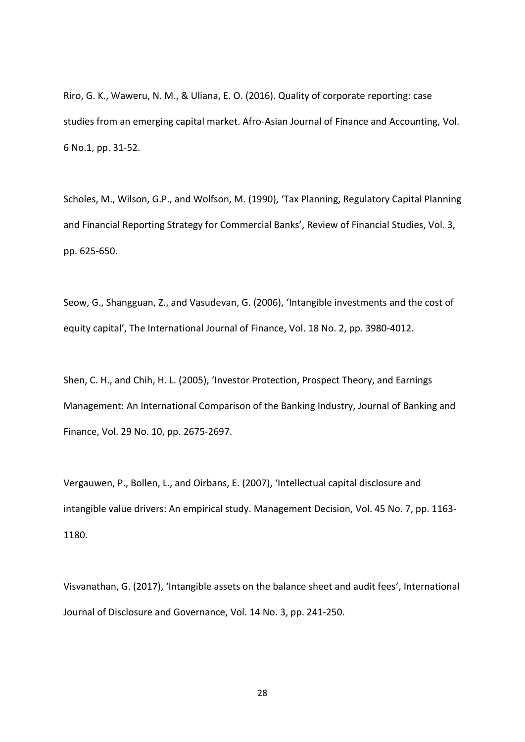Riro, G. K., Waweru, N. M., & Uliana, E. O. (2016). Quality of corporate reporting: case studies from an emerging capital market. Afro-Asian Journal of Finance and Accounting, Vol. 6 No.1, pp. 31-52.

Scholes, M., Wilson, G.P., and Wolfson, M. (1990), 'Tax Planning, Regulatory Capital Planning and Financial Reporting Strategy for Commercial Banks', Review of Financial Studies, Vol. 3, pp. 625-650.

Seow, G., Shangguan, Z., and Vasudevan, G. (2006), 'Intangible investments and the cost of equity capital', The International Journal of Finance, Vol. 18 No. 2, pp. 3980-4012.

Shen, C. H., and Chih, H. L. (2005), 'Investor Protection, Prospect Theory, and Earnings Management: An International Comparison of the Banking Industry, Journal of Banking and Finance, Vol. 29 No. 10, pp. 2675-2697.

Vergauwen, P., Bollen, L., and Oirbans, E. (2007), 'Intellectual capital disclosure and intangible value drivers: An empirical study. Management Decision, Vol. 45 No. 7, pp. 1163-1180.

Visvanathan, G. (2017), 'Intangible assets on the balance sheet and audit fees', International Journal of Disclosure and Governance, Vol. 14 No. 3, pp. 241-250.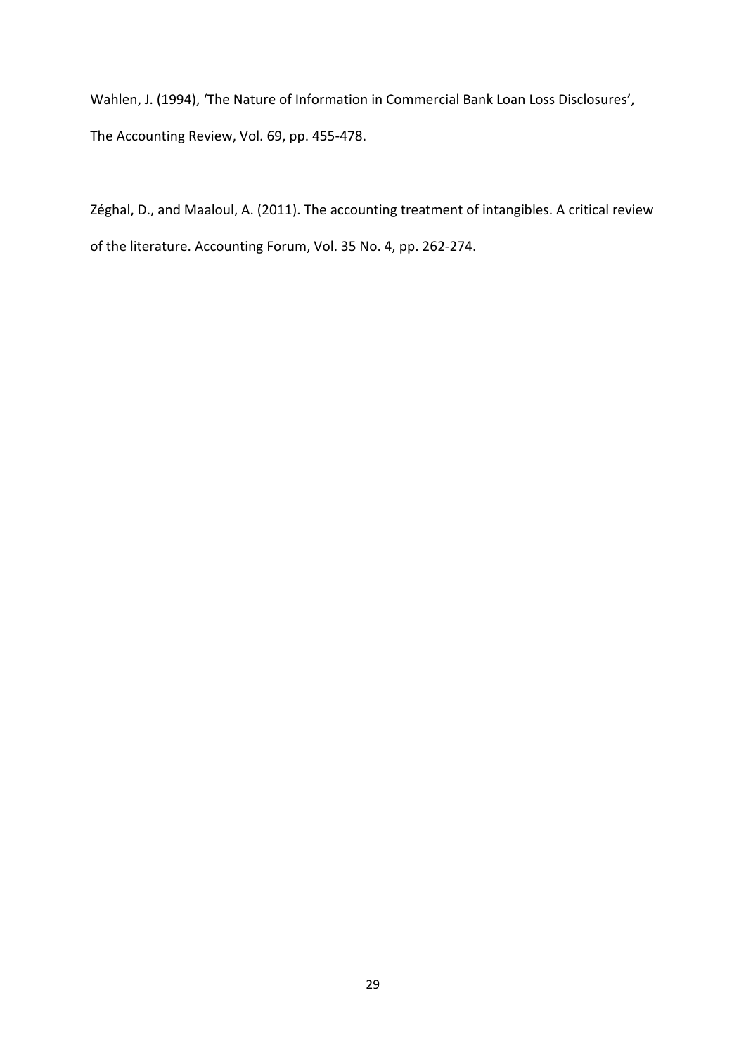Wahlen, J. (1994), 'The Nature of Information in Commercial Bank Loan Loss Disclosures', The Accounting Review, Vol. 69, pp. 455-478.

Zéghal, D., and Maaloul, A. (2011). The accounting treatment of intangibles. A critical review of the literature. Accounting Forum, Vol. 35 No. 4, pp. 262-274.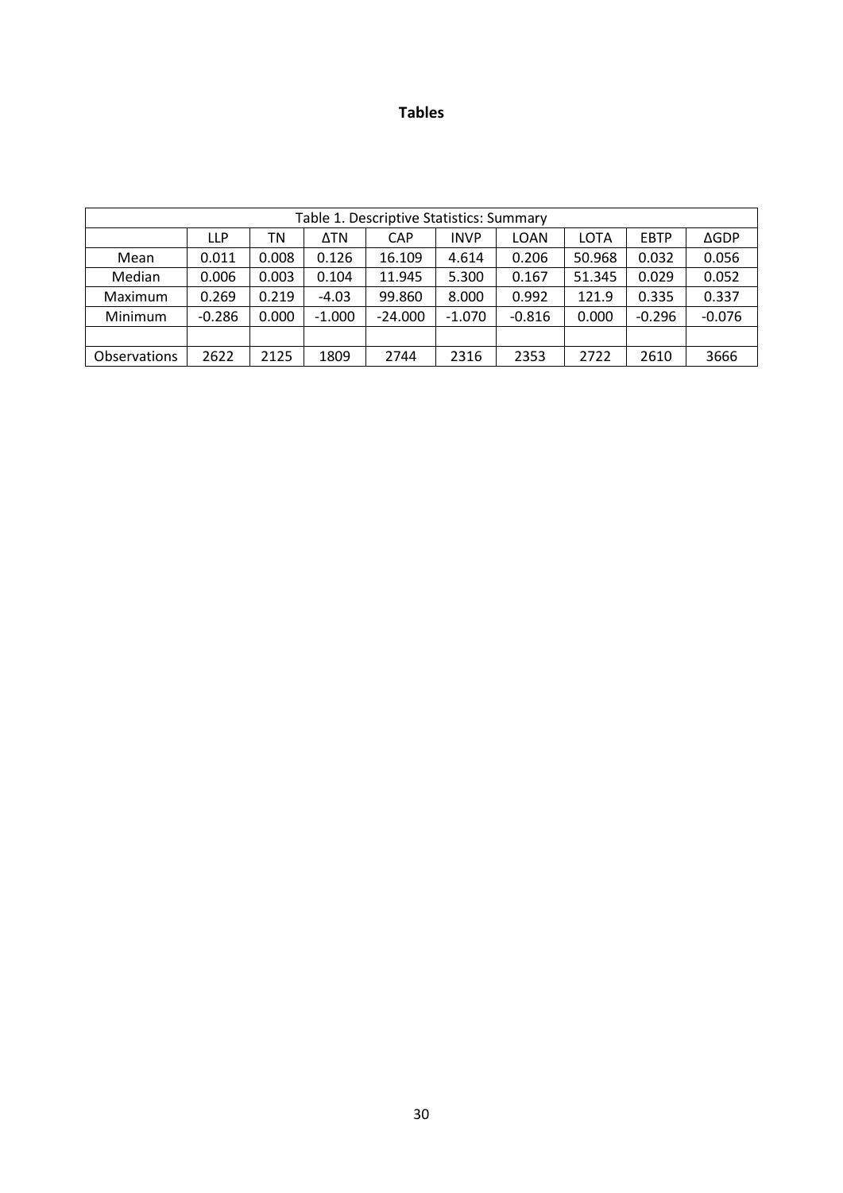**Tables**

| Table 1. Descriptive Statistics: Summary | | | | | | | | | |
|---|---|---|---|---|---|---|---|---|---|
| | LLP | TN | ΔTN | CAP | INVP | LOAN | LOTA | EBTP | ΔGDP |
| Mean | 0.011 | 0.008 | 0.126 | 16.109 | 4.614 | 0.206 | 50.968 | 0.032 | 0.056 |
| Median | 0.006 | 0.003 | 0.104 | 11.945 | 5.300 | 0.167 | 51.345 | 0.029 | 0.052 |
| Maximum | 0.269 | 0.219 | -4.03 | 99.860 | 8.000 | 0.992 | 121.9 | 0.335 | 0.337 |
| Minimum | -0.286 | 0.000 | -1.000 | -24.000 | -1.070 | -0.816 | 0.000 | -0.296 | -0.076 |
| | | | | | | | | | |
| Observations | 2622 | 2125 | 1809 | 2744 | 2316 | 2353 | 2722 | 2610 | 3666 |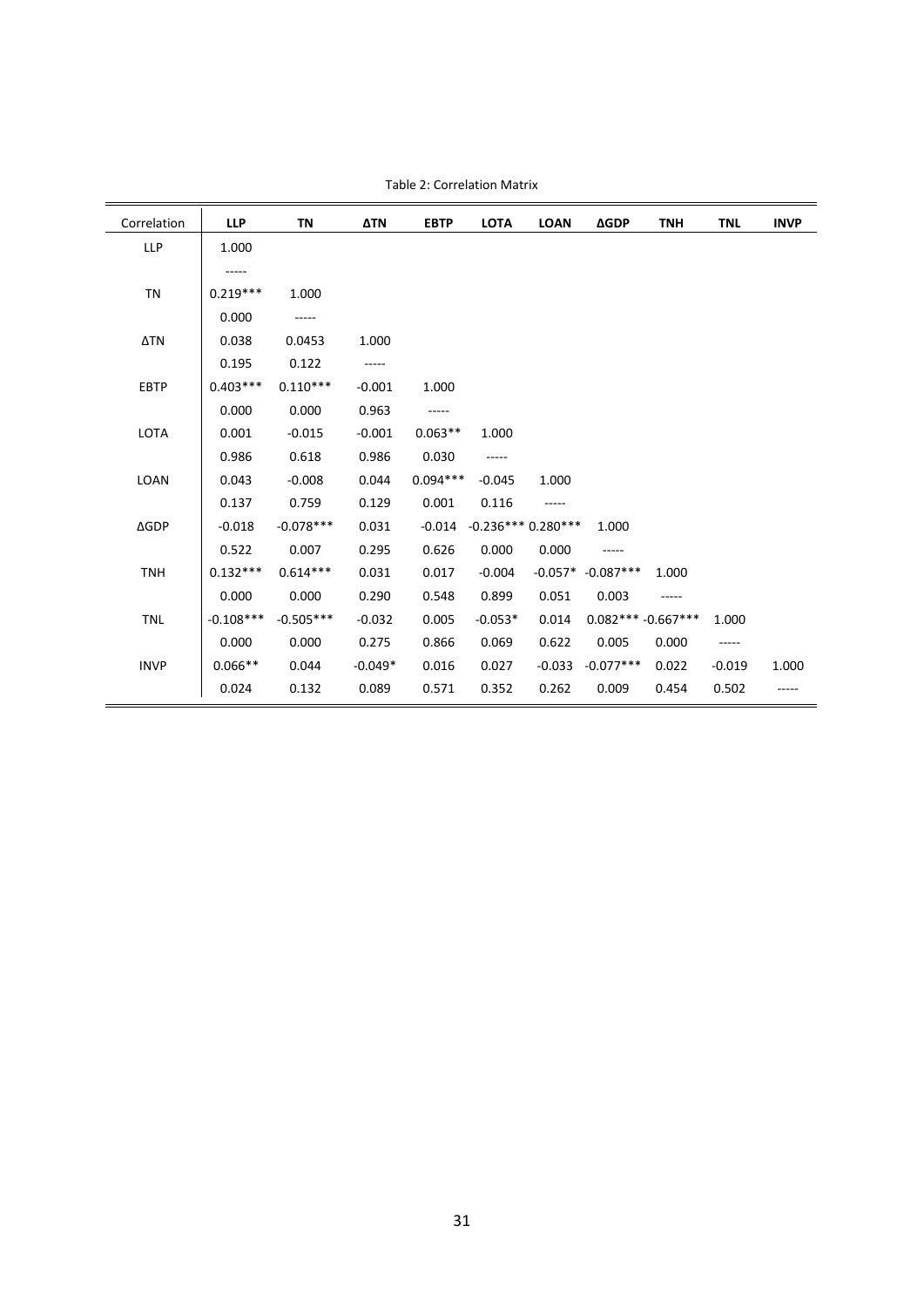Table 2: Correlation Matrix

| Correlation | LLP | TN | ΔTN | EBTP | LOTA | LOAN | ΔGDP | TNH | TNL | INVP |
|---|---|---|---|---|---|---|---|---|---|---|
| LLP | 1.000 | | | | | | | | | |
| | ----- | | | | | | | | | |
| TN | 0.219*** | 1.000 | | | | | | | | |
| | 0.000 | ----- | | | | | | | | |
| ΔTN | 0.038 | 0.0453 | 1.000 | | | | | | | |
| | 0.195 | 0.122 | ----- | | | | | | | |
| EBTP | 0.403*** | 0.110*** | -0.001 | 1.000 | | | | | | |
| | 0.000 | 0.000 | 0.963 | ----- | | | | | | |
| LOTA | 0.001 | -0.015 | -0.001 | 0.063** | 1.000 | | | | | |
| | 0.986 | 0.618 | 0.986 | 0.030 | ----- | | | | | |
| LOAN | 0.043 | -0.008 | 0.044 | 0.094*** | -0.045 | 1.000 | | | | |
| | 0.137 | 0.759 | 0.129 | 0.001 | 0.116 | ----- | | | | |
| ΔGDP | -0.018 | -0.078*** | 0.031 | -0.014 | -0.236*** | 0.280*** | 1.000 | | | |
| | 0.522 | 0.007 | 0.295 | 0.626 | 0.000 | 0.000 | ----- | | | |
| TNH | 0.132*** | 0.614*** | 0.031 | 0.017 | -0.004 | -0.057* | -0.087*** | 1.000 | | |
| | 0.000 | 0.000 | 0.290 | 0.548 | 0.899 | 0.051 | 0.003 | ----- | | |
| TNL | -0.108*** | -0.505*** | -0.032 | 0.005 | -0.053* | 0.014 | 0.082*** | -0.667*** | 1.000 | |
| | 0.000 | 0.000 | 0.275 | 0.866 | 0.069 | 0.622 | 0.005 | 0.000 | ----- | |
| INVP | 0.066** | 0.044 | -0.049* | 0.016 | 0.027 | -0.033 | -0.077*** | 0.022 | -0.019 | 1.000 |
| | 0.024 | 0.132 | 0.089 | 0.571 | 0.352 | 0.262 | 0.009 | 0.454 | 0.502 | ----- |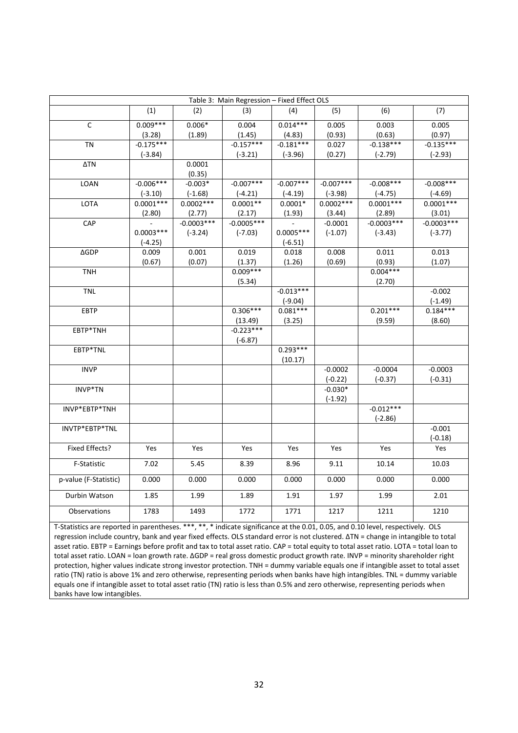| Table 3: Main Regression – Fixed Effect OLS | | | | | | | |
|---|---|---|---|---|---|---|---|
| | (1) | (2) | (3) | (4) | (5) | (6) | (7) |
| C | 0.009*** | 0.006* | 0.004 | 0.014*** | 0.005 | 0.003 | 0.005 |
| | (3.28) | (1.89) | (1.45) | (4.83) | (0.93) | (0.63) | (0.97) |
| TN | -0.175*** | | -0.157*** | -0.181*** | 0.027 | -0.138*** | -0.135*** |
| | (-3.84) | | (-3.21) | (-3.96) | (0.27) | (-2.79) | (-2.93) |
| ΔTN | | 0.0001 | | | | | |
| | | (0.35) | | | | | |
| LOAN | -0.006*** | -0.003* | -0.007*** | -0.007*** | -0.007*** | -0.008*** | -0.008*** |
| | (-3.10) | (-1.68) | (-4.21) | (-4.19) | (-3.98) | (-4.75) | (-4.69) |
| LOTA | 0.0001*** | 0.0002*** | 0.0001** | 0.0001* | 0.0002*** | 0.0001*** | 0.0001*** |
| | (2.80) | (2.77) | (2.17) | (1.93) | (3.44) | (2.89) | (3.01) |
| CAP | -0.0003*** | -0.0003*** | -0.0005*** | -0.0005*** | -0.0001 | -0.0003*** | -0.0003*** |
| | (-4.25) | (-3.24) | (-7.03) | (-6.51) | (-1.07) | (-3.43) | (-3.77) |
| ΔGDP | 0.009 | 0.001 | 0.019 | 0.018 | 0.008 | 0.011 | 0.013 |
| | (0.67) | (0.07) | (1.37) | (1.26) | (0.69) | (0.93) | (1.07) |
| TNH | | | 0.009*** | | | 0.004*** | |
| | | | (5.34) | | | (2.70) | |
| TNL | | | | -0.013*** | | | -0.002 |
| | | | | (-9.04) | | | (-1.49) |
| EBTP | | | 0.306*** | 0.081*** | | 0.201*** | 0.184*** |
| | | | (13.49) | (3.25) | | (9.59) | (8.60) |
| EBTP*TNH | | | -0.223*** | | | | |
| | | | (-6.87) | | | | |
| EBTP*TNL | | | | 0.293*** | | | |
| | | | | (10.17) | | | |
| INVP | | | | | -0.0002 | -0.0004 | -0.0003 |
| | | | | | (-0.22) | (-0.37) | (-0.31) |
| INVP*TN | | | | | -0.030* | | |
| | | | | | (-1.92) | | |
| INVP*EBTP*TNH | | | | | | -0.012*** | |
| | | | | | | (-2.86) | |
| INVTP*EBTP*TNL | | | | | | | -0.001 |
| | | | | | | | (-0.18) |
| Fixed Effects? | Yes | Yes | Yes | Yes | Yes | Yes | Yes |
| F-Statistic | 7.02 | 5.45 | 8.39 | 8.96 | 9.11 | 10.14 | 10.03 |
| p-value (F-Statistic) | 0.000 | 0.000 | 0.000 | 0.000 | 0.000 | 0.000 | 0.000 |
| Durbin Watson | 1.85 | 1.99 | 1.89 | 1.91 | 1.97 | 1.99 | 2.01 |
| Observations | 1783 | 1493 | 1772 | 1771 | 1217 | 1211 | 1210 |

T-Statistics are reported in parentheses. ***, **, * indicate significance at the 0.01, 0.05, and 0.10 level, respectively. OLS regression include country, bank and year fixed effects. OLS standard error is not clustered. ΔTN = change in intangible to total asset ratio. EBTP = Earnings before profit and tax to total asset ratio. CAP = total equity to total asset ratio. LOTA = total loan to total asset ratio. LOAN = loan growth rate. ΔGDP = real gross domestic product growth rate. INVP = minority shareholder right protection, higher values indicate strong investor protection. TNH = dummy variable equals one if intangible asset to total asset ratio (TN) ratio is above 1% and zero otherwise, representing periods when banks have high intangibles. TNL = dummy variable equals one if intangible asset to total asset ratio (TN) ratio is less than 0.5% and zero otherwise, representing periods when banks have low intangibles.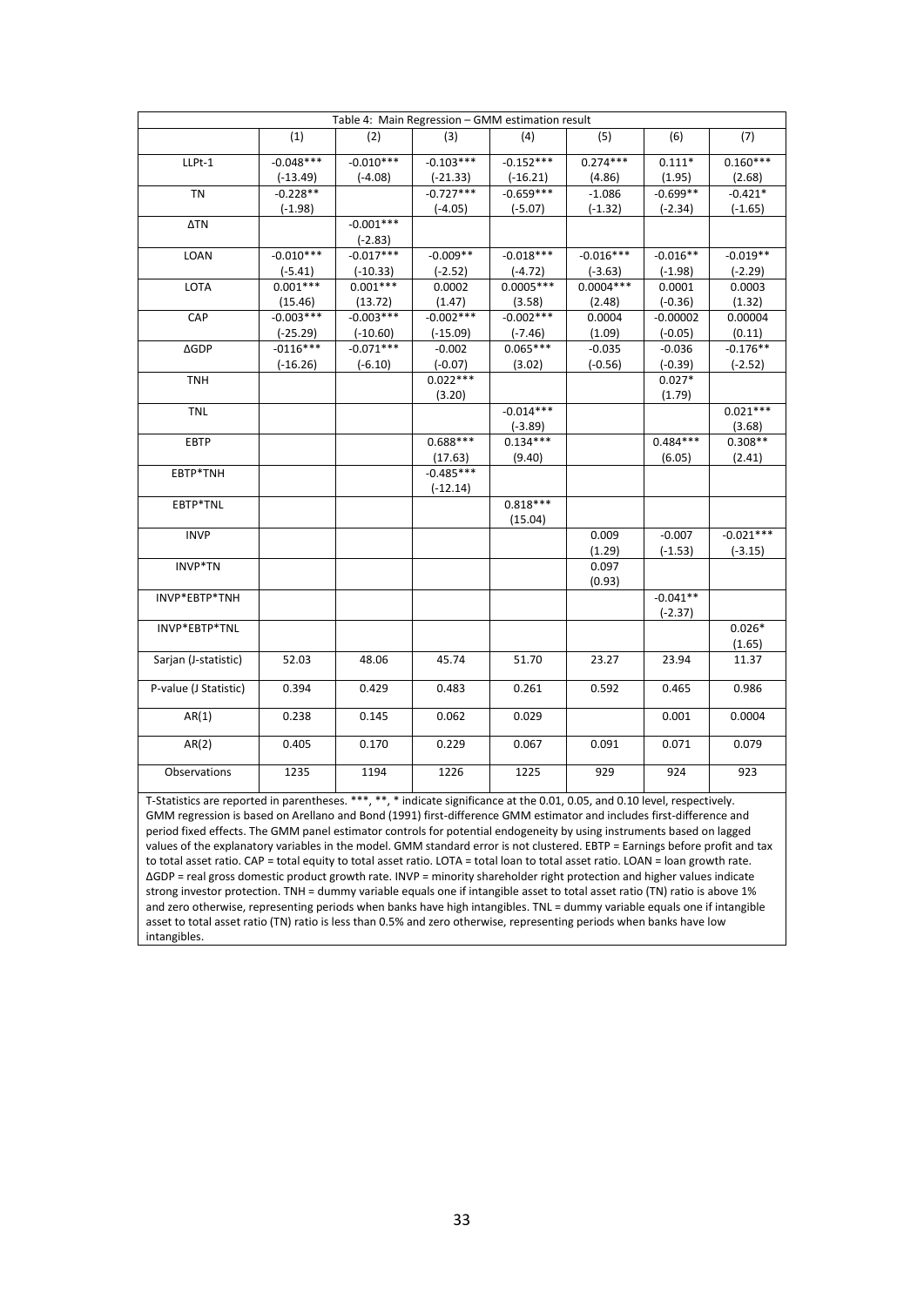| Table 4: Main Regression – GMM estimation result | | | | | | | |
|---|---|---|---|---|---|---|---|
| | (1) | (2) | (3) | (4) | (5) | (6) | (7) |
| LLPt-1 | -0.048*** | -0.010*** | -0.103*** | -0.152*** | 0.274*** | 0.111* | 0.160*** |
| | (-13.49) | (-4.08) | (-21.33) | (-16.21) | (4.86) | (1.95) | (2.68) |
| TN | -0.228** | | -0.727*** | -0.659*** | -1.086 | -0.699** | -0.421* |
| | (-1.98) | | (-4.05) | (-5.07) | (-1.32) | (-2.34) | (-1.65) |
| ΔTN | | -0.001*** | | | | | |
| | | (-2.83) | | | | | |
| LOAN | -0.010*** | -0.017*** | -0.009** | -0.018*** | -0.016*** | -0.016** | -0.019** |
| | (-5.41) | (-10.33) | (-2.52) | (-4.72) | (-3.63) | (-1.98) | (-2.29) |
| LOTA | 0.001*** | 0.001*** | 0.0002 | 0.0005*** | 0.0004*** | 0.0001 | 0.0003 |
| | (15.46) | (13.72) | (1.47) | (3.58) | (2.48) | (-0.36) | (1.32) |
| CAP | -0.003*** | -0.003*** | -0.002*** | -0.002*** | 0.0004 | -0.00002 | 0.00004 |
| | (-25.29) | (-10.60) | (-15.09) | (-7.46) | (1.09) | (-0.05) | (0.11) |
| ΔGDP | -0116*** | -0.071*** | -0.002 | 0.065*** | -0.035 | -0.036 | -0.176** |
| | (-16.26) | (-6.10) | (-0.07) | (3.02) | (-0.56) | (-0.39) | (-2.52) |
| TNH | | | 0.022*** | | | 0.027* | |
| | | | (3.20) | | | (1.79) | |
| TNL | | | | -0.014*** | | | 0.021*** |
| | | | | (-3.89) | | | (3.68) |
| EBTP | | | 0.688*** | 0.134*** | | 0.484*** | 0.308** |
| | | | (17.63) | (9.40) | | (6.05) | (2.41) |
| EBTP*TNH | | | -0.485*** | | | | |
| | | | (-12.14) | | | | |
| EBTP*TNL | | | | 0.818*** | | | |
| | | | | (15.04) | | | |
| INVP | | | | | 0.009 | -0.007 | -0.021*** |
| | | | | | (1.29) | (-1.53) | (-3.15) |
| INVP*TN | | | | | 0.097 | | |
| | | | | | (0.93) | | |
| INVP*EBTP*TNH | | | | | | -0.041** | |
| | | | | | | (-2.37) | |
| INVP*EBTP*TNL | | | | | | | 0.026* |
| | | | | | | | (1.65) |
| Sarjan (J-statistic) | 52.03 | 48.06 | 45.74 | 51.70 | 23.27 | 23.94 | 11.37 |
| P-value (J Statistic) | 0.394 | 0.429 | 0.483 | 0.261 | 0.592 | 0.465 | 0.986 |
| AR(1) | 0.238 | 0.145 | 0.062 | 0.029 | | 0.001 | 0.0004 |
| AR(2) | 0.405 | 0.170 | 0.229 | 0.067 | 0.091 | 0.071 | 0.079 |
| Observations | 1235 | 1194 | 1226 | 1225 | 929 | 924 | 923 |

T-Statistics are reported in parentheses. ***, **, * indicate significance at the 0.01, 0.05, and 0.10 level, respectively. GMM regression is based on Arellano and Bond (1991) first-difference GMM estimator and includes first-difference and period fixed effects. The GMM panel estimator controls for potential endogeneity by using instruments based on lagged values of the explanatory variables in the model. GMM standard error is not clustered. EBTP = Earnings before profit and tax to total asset ratio. CAP = total equity to total asset ratio. LOTA = total loan to total asset ratio. LOAN = loan growth rate. ΔGDP = real gross domestic product growth rate. INVP = minority shareholder right protection and higher values indicate strong investor protection. TNH = dummy variable equals one if intangible asset to total asset ratio (TN) ratio is above 1% and zero otherwise, representing periods when banks have high intangibles. TNL = dummy variable equals one if intangible asset to total asset ratio (TN) ratio is less than 0.5% and zero otherwise, representing periods when banks have low intangibles.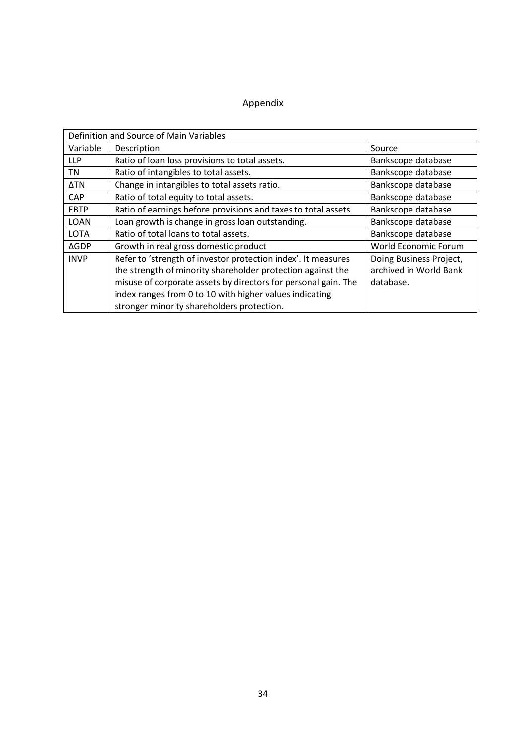# Appendix

| Definition and Source of Main Variables | | |
|---|---|---|
| Variable | Description | Source |
| LLP | Ratio of loan loss provisions to total assets. | Bankscope database |
| TN | Ratio of intangibles to total assets. | Bankscope database |
| ΔTN | Change in intangibles to total assets ratio. | Bankscope database |
| CAP | Ratio of total equity to total assets. | Bankscope database |
| EBTP | Ratio of earnings before provisions and taxes to total assets. | Bankscope database |
| LOAN | Loan growth is change in gross loan outstanding. | Bankscope database |
| LOTA | Ratio of total loans to total assets. | Bankscope database |
| ΔGDP | Growth in real gross domestic product | World Economic Forum |
| INVP | Refer to 'strength of investor protection index'. It measures the strength of minority shareholder protection against the misuse of corporate assets by directors for personal gain. The index ranges from 0 to 10 with higher values indicating stronger minority shareholders protection. | Doing Business Project, archived in World Bank database. |